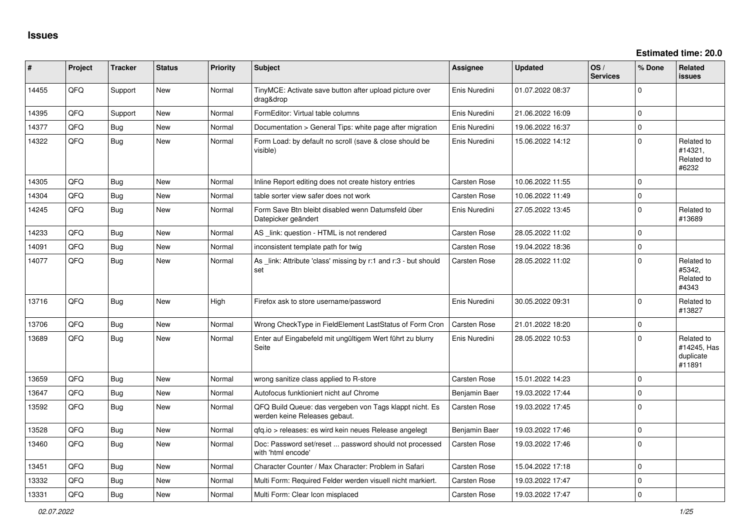# Issues

**Estimated time: 20.0**

| # | Project | Tracker | Status | Priority | Subject | Assignee | Updated | OS / Services | % Done | Related issues |
|---|---|---|---|---|---|---|---|---|---|---|
| 14455 | QFQ | Support | New | Normal | TinyMCE: Activate save button after upload picture over drag&drop | Enis Nuredini | 01.07.2022 08:37 | | 0 | |
| 14395 | QFQ | Support | New | Normal | FormEditor: Virtual table columns | Enis Nuredini | 21.06.2022 16:09 | | 0 | |
| 14377 | QFQ | Bug | New | Normal | Documentation > General Tips: white page after migration | Enis Nuredini | 19.06.2022 16:37 | | 0 | |
| 14322 | QFQ | Bug | New | Normal | Form Load: by default no scroll (save & close should be visible) | Enis Nuredini | 15.06.2022 14:12 | | 0 | Related to #14321, Related to #6232 |
| 14305 | QFQ | Bug | New | Normal | Inline Report editing does not create history entries | Carsten Rose | 10.06.2022 11:55 | | 0 | |
| 14304 | QFQ | Bug | New | Normal | table sorter view safer does not work | Carsten Rose | 10.06.2022 11:49 | | 0 | |
| 14245 | QFQ | Bug | New | Normal | Form Save Btn bleibt disabled wenn Datumsfeld über Datepicker geändert | Enis Nuredini | 27.05.2022 13:45 | | 0 | Related to #13689 |
| 14233 | QFQ | Bug | New | Normal | AS _link: question - HTML is not rendered | Carsten Rose | 28.05.2022 11:02 | | 0 | |
| 14091 | QFQ | Bug | New | Normal | inconsistent template path for twig | Carsten Rose | 19.04.2022 18:36 | | 0 | |
| 14077 | QFQ | Bug | New | Normal | As _link: Attribute 'class' missing by r:1 and r:3 - but should set | Carsten Rose | 28.05.2022 11:02 | | 0 | Related to #5342, Related to #4343 |
| 13716 | QFQ | Bug | New | High | Firefox ask to store username/password | Enis Nuredini | 30.05.2022 09:31 | | 0 | Related to #13827 |
| 13706 | QFQ | Bug | New | Normal | Wrong CheckType in FieldElement LastStatus of Form Cron | Carsten Rose | 21.01.2022 18:20 | | 0 | |
| 13689 | QFQ | Bug | New | Normal | Enter auf Eingabefeld mit ungültigem Wert führt zu blurry Seite | Enis Nuredini | 28.05.2022 10:53 | | 0 | Related to #14245, Has duplicate #11891 |
| 13659 | QFQ | Bug | New | Normal | wrong sanitize class applied to R-store | Carsten Rose | 15.01.2022 14:23 | | 0 | |
| 13647 | QFQ | Bug | New | Normal | Autofocus funktioniert nicht auf Chrome | Benjamin Baer | 19.03.2022 17:44 | | 0 | |
| 13592 | QFQ | Bug | New | Normal | QFQ Build Queue: das vergeben von Tags klappt nicht. Es werden keine Releases gebaut. | Carsten Rose | 19.03.2022 17:45 | | 0 | |
| 13528 | QFQ | Bug | New | Normal | qfq.io > releases: es wird kein neues Release angelegt | Benjamin Baer | 19.03.2022 17:46 | | 0 | |
| 13460 | QFQ | Bug | New | Normal | Doc: Password set/reset ... password should not processed with 'html encode' | Carsten Rose | 19.03.2022 17:46 | | 0 | |
| 13451 | QFQ | Bug | New | Normal | Character Counter / Max Character: Problem in Safari | Carsten Rose | 15.04.2022 17:18 | | 0 | |
| 13332 | QFQ | Bug | New | Normal | Multi Form: Required Felder werden visuell nicht markiert. | Carsten Rose | 19.03.2022 17:47 | | 0 | |
| 13331 | QFQ | Bug | New | Normal | Multi Form: Clear Icon misplaced | Carsten Rose | 19.03.2022 17:47 | | 0 | |

*02.07.2022*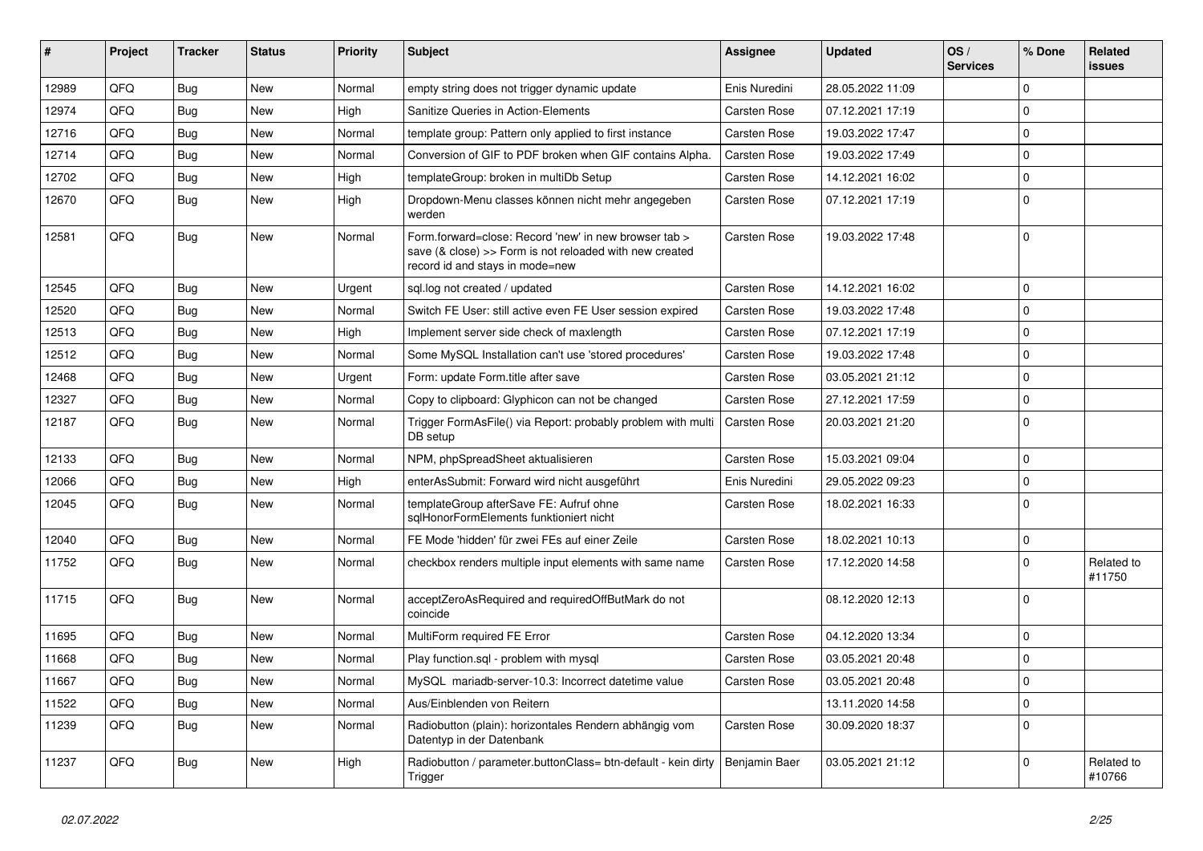| # | Project | Tracker | Status | Priority | Subject | Assignee | Updated | OS / Services | % Done | Related issues |
|---|---|---|---|---|---|---|---|---|---|---|
| 12989 | QFQ | Bug | New | Normal | empty string does not trigger dynamic update | Enis Nuredini | 28.05.2022 11:09 | | 0 | |
| 12974 | QFQ | Bug | New | High | Sanitize Queries in Action-Elements | Carsten Rose | 07.12.2021 17:19 | | 0 | |
| 12716 | QFQ | Bug | New | Normal | template group: Pattern only applied to first instance | Carsten Rose | 19.03.2022 17:47 | | 0 | |
| 12714 | QFQ | Bug | New | Normal | Conversion of GIF to PDF broken when GIF contains Alpha. | Carsten Rose | 19.03.2022 17:49 | | 0 | |
| 12702 | QFQ | Bug | New | High | templateGroup: broken in multiDb Setup | Carsten Rose | 14.12.2021 16:02 | | 0 | |
| 12670 | QFQ | Bug | New | High | Dropdown-Menu classes können nicht mehr angegeben werden | Carsten Rose | 07.12.2021 17:19 | | 0 | |
| 12581 | QFQ | Bug | New | Normal | Form.forward=close: Record 'new' in new browser tab > save (& close) >> Form is not reloaded with new created record id and stays in mode=new | Carsten Rose | 19.03.2022 17:48 | | 0 | |
| 12545 | QFQ | Bug | New | Urgent | sql.log not created / updated | Carsten Rose | 14.12.2021 16:02 | | 0 | |
| 12520 | QFQ | Bug | New | Normal | Switch FE User: still active even FE User session expired | Carsten Rose | 19.03.2022 17:48 | | 0 | |
| 12513 | QFQ | Bug | New | High | Implement server side check of maxlength | Carsten Rose | 07.12.2021 17:19 | | 0 | |
| 12512 | QFQ | Bug | New | Normal | Some MySQL Installation can't use 'stored procedures' | Carsten Rose | 19.03.2022 17:48 | | 0 | |
| 12468 | QFQ | Bug | New | Urgent | Form: update Form.title after save | Carsten Rose | 03.05.2021 21:12 | | 0 | |
| 12327 | QFQ | Bug | New | Normal | Copy to clipboard: Glyphicon can not be changed | Carsten Rose | 27.12.2021 17:59 | | 0 | |
| 12187 | QFQ | Bug | New | Normal | Trigger FormAsFile() via Report: probably problem with multi DB setup | Carsten Rose | 20.03.2021 21:20 | | 0 | |
| 12133 | QFQ | Bug | New | Normal | NPM, phpSpreadSheet aktualisieren | Carsten Rose | 15.03.2021 09:04 | | 0 | |
| 12066 | QFQ | Bug | New | High | enterAsSubmit: Forward wird nicht ausgeführt | Enis Nuredini | 29.05.2022 09:23 | | 0 | |
| 12045 | QFQ | Bug | New | Normal | templateGroup afterSave FE: Aufruf ohne sqlHonorFormElements funktioniert nicht | Carsten Rose | 18.02.2021 16:33 | | 0 | |
| 12040 | QFQ | Bug | New | Normal | FE Mode 'hidden' für zwei FEs auf einer Zeile | Carsten Rose | 18.02.2021 10:13 | | 0 | |
| 11752 | QFQ | Bug | New | Normal | checkbox renders multiple input elements with same name | Carsten Rose | 17.12.2020 14:58 | | 0 | Related to #11750 |
| 11715 | QFQ | Bug | New | Normal | acceptZeroAsRequired and requiredOffButMark do not coincide | | 08.12.2020 12:13 | | 0 | |
| 11695 | QFQ | Bug | New | Normal | MultiForm required FE Error | Carsten Rose | 04.12.2020 13:34 | | 0 | |
| 11668 | QFQ | Bug | New | Normal | Play function.sql - problem with mysql | Carsten Rose | 03.05.2021 20:48 | | 0 | |
| 11667 | QFQ | Bug | New | Normal | MySQL mariadb-server-10.3: Incorrect datetime value | Carsten Rose | 03.05.2021 20:48 | | 0 | |
| 11522 | QFQ | Bug | New | Normal | Aus/Einblenden von Reitern | | 13.11.2020 14:58 | | 0 | |
| 11239 | QFQ | Bug | New | Normal | Radiobutton (plain): horizontales Rendern abhängig vom Datentyp in der Datenbank | Carsten Rose | 30.09.2020 18:37 | | 0 | |
| 11237 | QFQ | Bug | New | High | Radiobutton / parameter.buttonClass= btn-default - kein dirty Trigger | Benjamin Baer | 03.05.2021 21:12 | | 0 | Related to #10766 |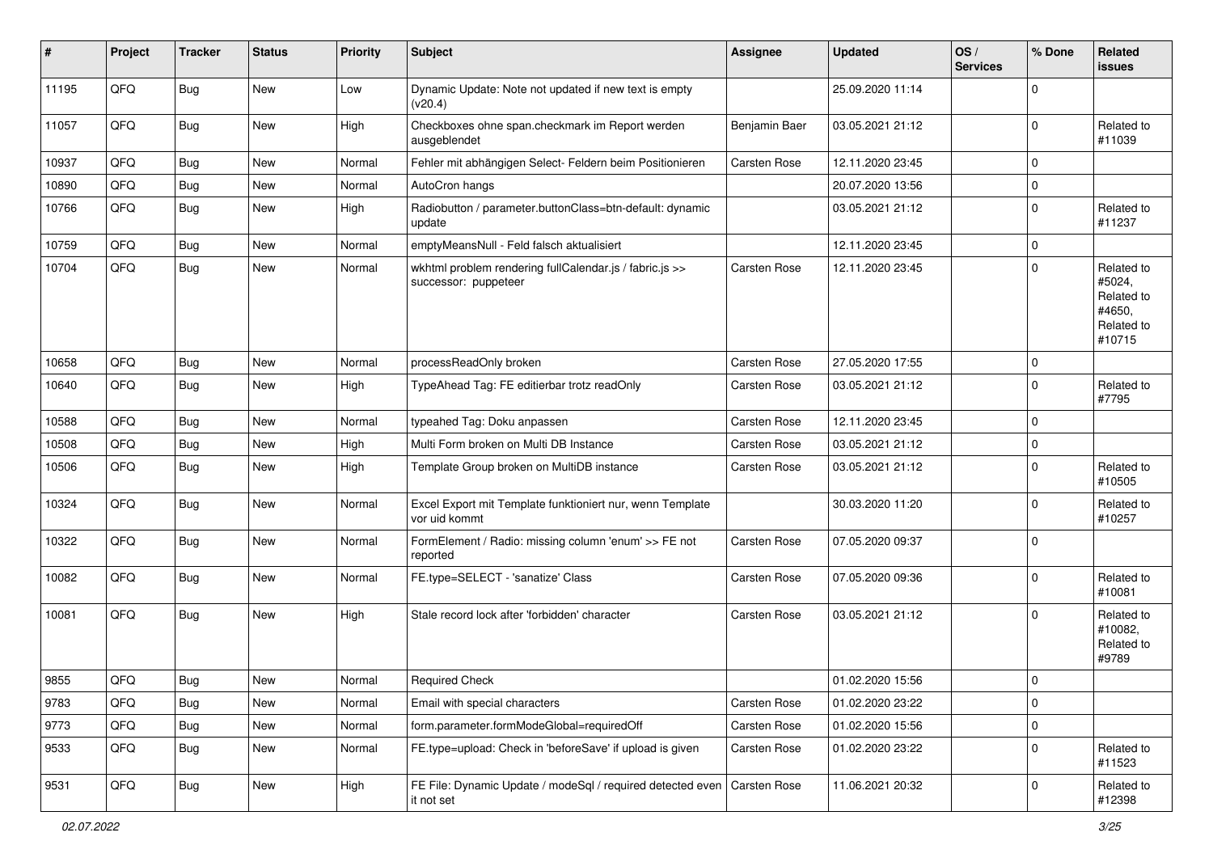| # | Project | Tracker | Status | Priority | Subject | Assignee | Updated | OS / Services | % Done | Related issues |
|---|---|---|---|---|---|---|---|---|---|---|
| 11195 | QFQ | Bug | New | Low | Dynamic Update: Note not updated if new text is empty (v20.4) | | 25.09.2020 11:14 | | 0 | |
| 11057 | QFQ | Bug | New | High | Checkboxes ohne span.checkmark im Report werden ausgeblendet | Benjamin Baer | 03.05.2021 21:12 | | 0 | Related to #11039 |
| 10937 | QFQ | Bug | New | Normal | Fehler mit abhängigen Select- Feldern beim Positionieren | Carsten Rose | 12.11.2020 23:45 | | 0 | |
| 10890 | QFQ | Bug | New | Normal | AutoCron hangs | | 20.07.2020 13:56 | | 0 | |
| 10766 | QFQ | Bug | New | High | Radiobutton / parameter.buttonClass=btn-default: dynamic update | | 03.05.2021 21:12 | | 0 | Related to #11237 |
| 10759 | QFQ | Bug | New | Normal | emptyMeansNull - Feld falsch aktualisiert | | 12.11.2020 23:45 | | 0 | |
| 10704 | QFQ | Bug | New | Normal | wkhtml problem rendering fullCalendar.js / fabric.js >> successor: puppeteer | Carsten Rose | 12.11.2020 23:45 | | 0 | Related to #5024, Related to #4650, Related to #10715 |
| 10658 | QFQ | Bug | New | Normal | processReadOnly broken | Carsten Rose | 27.05.2020 17:55 | | 0 | |
| 10640 | QFQ | Bug | New | High | TypeAhead Tag: FE editierbar trotz readOnly | Carsten Rose | 03.05.2021 21:12 | | 0 | Related to #7795 |
| 10588 | QFQ | Bug | New | Normal | typeahed Tag: Doku anpassen | Carsten Rose | 12.11.2020 23:45 | | 0 | |
| 10508 | QFQ | Bug | New | High | Multi Form broken on Multi DB Instance | Carsten Rose | 03.05.2021 21:12 | | 0 | |
| 10506 | QFQ | Bug | New | High | Template Group broken on MultiDB instance | Carsten Rose | 03.05.2021 21:12 | | 0 | Related to #10505 |
| 10324 | QFQ | Bug | New | Normal | Excel Export mit Template funktioniert nur, wenn Template vor uid kommt | | 30.03.2020 11:20 | | 0 | Related to #10257 |
| 10322 | QFQ | Bug | New | Normal | FormElement / Radio: missing column 'enum' >> FE not reported | Carsten Rose | 07.05.2020 09:37 | | 0 | |
| 10082 | QFQ | Bug | New | Normal | FE.type=SELECT - 'sanatize' Class | Carsten Rose | 07.05.2020 09:36 | | 0 | Related to #10081 |
| 10081 | QFQ | Bug | New | High | Stale record lock after 'forbidden' character | Carsten Rose | 03.05.2021 21:12 | | 0 | Related to #10082, Related to #9789 |
| 9855 | QFQ | Bug | New | Normal | Required Check | | 01.02.2020 15:56 | | 0 | |
| 9783 | QFQ | Bug | New | Normal | Email with special characters | Carsten Rose | 01.02.2020 23:22 | | 0 | |
| 9773 | QFQ | Bug | New | Normal | form.parameter.formModeGlobal=requiredOff | Carsten Rose | 01.02.2020 15:56 | | 0 | |
| 9533 | QFQ | Bug | New | Normal | FE.type=upload: Check in 'beforeSave' if upload is given | Carsten Rose | 01.02.2020 23:22 | | 0 | Related to #11523 |
| 9531 | QFQ | Bug | New | High | FE File: Dynamic Update / modeSql / required detected even it not set | Carsten Rose | 11.06.2021 20:32 | | 0 | Related to #12398 |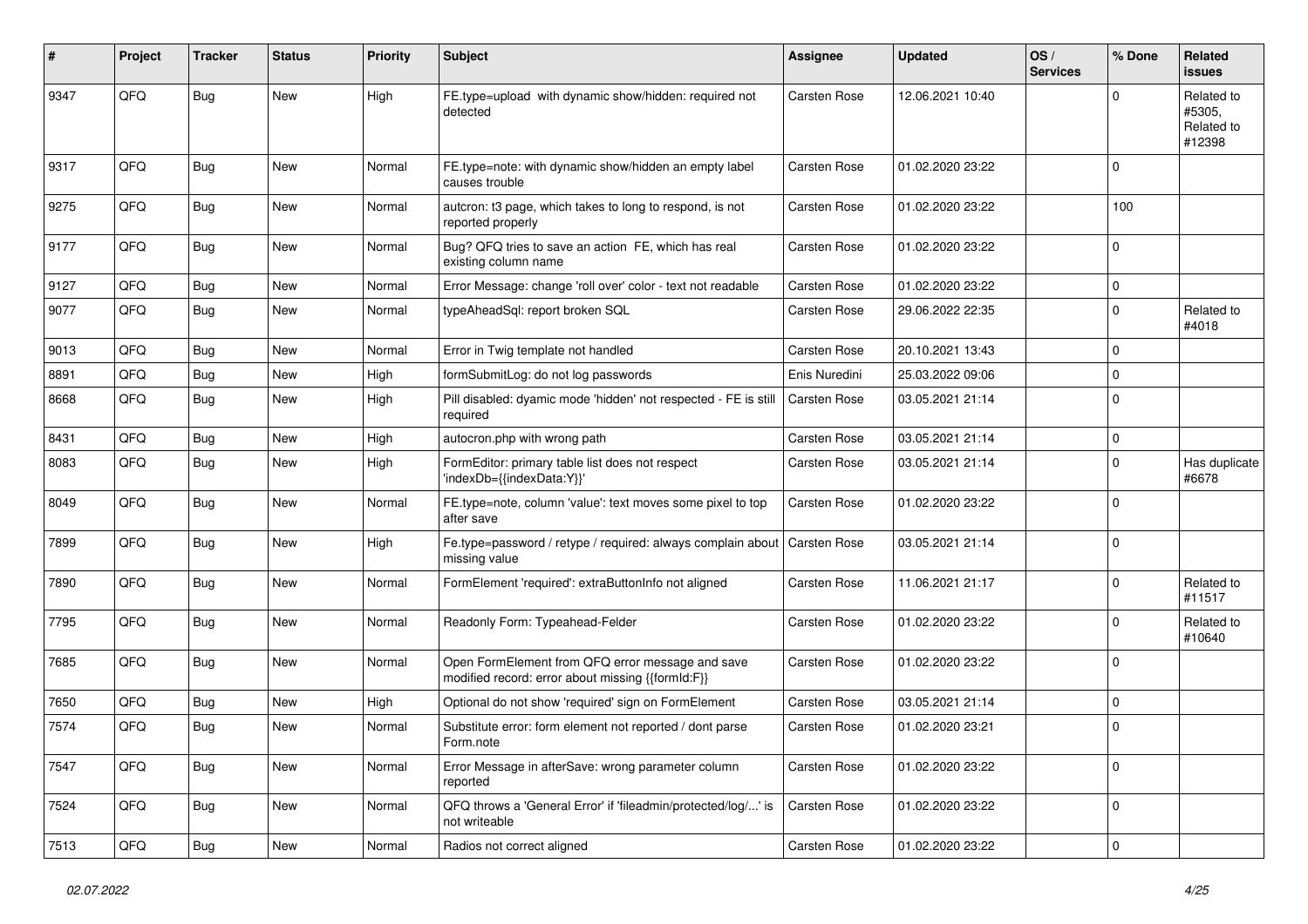| # | Project | Tracker | Status | Priority | Subject | Assignee | Updated | OS / Services | % Done | Related issues |
|---|---|---|---|---|---|---|---|---|---|---|
| 9347 | QFQ | Bug | New | High | FE.type=upload with dynamic show/hidden: required not detected | Carsten Rose | 12.06.2021 10:40 | | 0 | Related to #5305, Related to #12398 |
| 9317 | QFQ | Bug | New | Normal | FE.type=note: with dynamic show/hidden an empty label causes trouble | Carsten Rose | 01.02.2020 23:22 | | 0 | |
| 9275 | QFQ | Bug | New | Normal | autcron: t3 page, which takes to long to respond, is not reported properly | Carsten Rose | 01.02.2020 23:22 | | 100 | |
| 9177 | QFQ | Bug | New | Normal | Bug? QFQ tries to save an action FE, which has real existing column name | Carsten Rose | 01.02.2020 23:22 | | 0 | |
| 9127 | QFQ | Bug | New | Normal | Error Message: change 'roll over' color - text not readable | Carsten Rose | 01.02.2020 23:22 | | 0 | |
| 9077 | QFQ | Bug | New | Normal | typeAheadSql: report broken SQL | Carsten Rose | 29.06.2022 22:35 | | 0 | Related to #4018 |
| 9013 | QFQ | Bug | New | Normal | Error in Twig template not handled | Carsten Rose | 20.10.2021 13:43 | | 0 | |
| 8891 | QFQ | Bug | New | High | formSubmitLog: do not log passwords | Enis Nuredini | 25.03.2022 09:06 | | 0 | |
| 8668 | QFQ | Bug | New | High | Pill disabled: dyamic mode 'hidden' not respected - FE is still required | Carsten Rose | 03.05.2021 21:14 | | 0 | |
| 8431 | QFQ | Bug | New | High | autocron.php with wrong path | Carsten Rose | 03.05.2021 21:14 | | 0 | |
| 8083 | QFQ | Bug | New | High | FormEditor: primary table list does not respect 'indexDb={{indexData:Y}}' | Carsten Rose | 03.05.2021 21:14 | | 0 | Has duplicate #6678 |
| 8049 | QFQ | Bug | New | Normal | FE.type=note, column 'value': text moves some pixel to top after save | Carsten Rose | 01.02.2020 23:22 | | 0 | |
| 7899 | QFQ | Bug | New | High | Fe.type=password / retype / required: always complain about missing value | Carsten Rose | 03.05.2021 21:14 | | 0 | |
| 7890 | QFQ | Bug | New | Normal | FormElement 'required': extraButtonInfo not aligned | Carsten Rose | 11.06.2021 21:17 | | 0 | Related to #11517 |
| 7795 | QFQ | Bug | New | Normal | Readonly Form: Typeahead-Felder | Carsten Rose | 01.02.2020 23:22 | | 0 | Related to #10640 |
| 7685 | QFQ | Bug | New | Normal | Open FormElement from QFQ error message and save modified record: error about missing {{formId:F}} | Carsten Rose | 01.02.2020 23:22 | | 0 | |
| 7650 | QFQ | Bug | New | High | Optional do not show 'required' sign on FormElement | Carsten Rose | 03.05.2021 21:14 | | 0 | |
| 7574 | QFQ | Bug | New | Normal | Substitute error: form element not reported / dont parse Form.note | Carsten Rose | 01.02.2020 23:21 | | 0 | |
| 7547 | QFQ | Bug | New | Normal | Error Message in afterSave: wrong parameter column reported | Carsten Rose | 01.02.2020 23:22 | | 0 | |
| 7524 | QFQ | Bug | New | Normal | QFQ throws a 'General Error' if 'fileadmin/protected/log/...' is not writeable | Carsten Rose | 01.02.2020 23:22 | | 0 | |
| 7513 | QFQ | Bug | New | Normal | Radios not correct aligned | Carsten Rose | 01.02.2020 23:22 | | 0 | |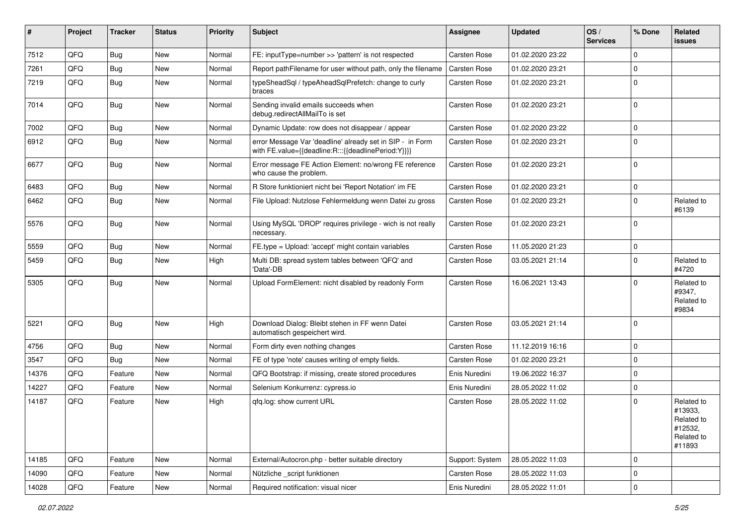| # | Project | Tracker | Status | Priority | Subject | Assignee | Updated | OS / Services | % Done | Related issues |
|---|---|---|---|---|---|---|---|---|---|---|
| 7512 | QFQ | Bug | New | Normal | FE: inputType=number >> 'pattern' is not respected | Carsten Rose | 01.02.2020 23:22 | | 0 | |
| 7261 | QFQ | Bug | New | Normal | Report pathFilename for user without path, only the filename | Carsten Rose | 01.02.2020 23:21 | | 0 | |
| 7219 | QFQ | Bug | New | Normal | typeSheadSql / typeAheadSqlPrefetch: change to curly braces | Carsten Rose | 01.02.2020 23:21 | | 0 | |
| 7014 | QFQ | Bug | New | Normal | Sending invalid emails succeeds when debug.redirectAllMailTo is set | Carsten Rose | 01.02.2020 23:21 | | 0 | |
| 7002 | QFQ | Bug | New | Normal | Dynamic Update: row does not disappear / appear | Carsten Rose | 01.02.2020 23:22 | | 0 | |
| 6912 | QFQ | Bug | New | Normal | error Message Var 'deadline' already set in SIP - in Form with FE.value={{deadline:R:::{{deadlinePeriod:Y}}}} | Carsten Rose | 01.02.2020 23:21 | | 0 | |
| 6677 | QFQ | Bug | New | Normal | Error message FE Action Element: no/wrong FE reference who cause the problem. | Carsten Rose | 01.02.2020 23:21 | | 0 | |
| 6483 | QFQ | Bug | New | Normal | R Store funktioniert nicht bei 'Report Notation' im FE | Carsten Rose | 01.02.2020 23:21 | | 0 | |
| 6462 | QFQ | Bug | New | Normal | File Upload: Nutzlose Fehlermeldung wenn Datei zu gross | Carsten Rose | 01.02.2020 23:21 | | 0 | Related to #6139 |
| 5576 | QFQ | Bug | New | Normal | Using MySQL 'DROP' requires privilege - wich is not really necessary. | Carsten Rose | 01.02.2020 23:21 | | 0 | |
| 5559 | QFQ | Bug | New | Normal | FE.type = Upload: 'accept' might contain variables | Carsten Rose | 11.05.2020 21:23 | | 0 | |
| 5459 | QFQ | Bug | New | High | Multi DB: spread system tables between 'QFQ' and 'Data'-DB | Carsten Rose | 03.05.2021 21:14 | | 0 | Related to #4720 |
| 5305 | QFQ | Bug | New | Normal | Upload FormElement: nicht disabled by readonly Form | Carsten Rose | 16.06.2021 13:43 | | 0 | Related to #9347, Related to #9834 |
| 5221 | QFQ | Bug | New | High | Download Dialog: Bleibt stehen in FF wenn Datei automatisch gespeichert wird. | Carsten Rose | 03.05.2021 21:14 | | 0 | |
| 4756 | QFQ | Bug | New | Normal | Form dirty even nothing changes | Carsten Rose | 11.12.2019 16:16 | | 0 | |
| 3547 | QFQ | Bug | New | Normal | FE of type 'note' causes writing of empty fields. | Carsten Rose | 01.02.2020 23:21 | | 0 | |
| 14376 | QFQ | Feature | New | Normal | QFQ Bootstrap: if missing, create stored procedures | Enis Nuredini | 19.06.2022 16:37 | | 0 | |
| 14227 | QFQ | Feature | New | Normal | Selenium Konkurrenz: cypress.io | Enis Nuredini | 28.05.2022 11:02 | | 0 | |
| 14187 | QFQ | Feature | New | High | qfq.log: show current URL | Carsten Rose | 28.05.2022 11:02 | | 0 | Related to #13933, Related to #12532, Related to #11893 |
| 14185 | QFQ | Feature | New | Normal | External/Autocron.php - better suitable directory | Support: System | 28.05.2022 11:03 | | 0 | |
| 14090 | QFQ | Feature | New | Normal | Nützliche _script funktionen | Carsten Rose | 28.05.2022 11:03 | | 0 | |
| 14028 | QFQ | Feature | New | Normal | Required notification: visual nicer | Enis Nuredini | 28.05.2022 11:01 | | 0 | |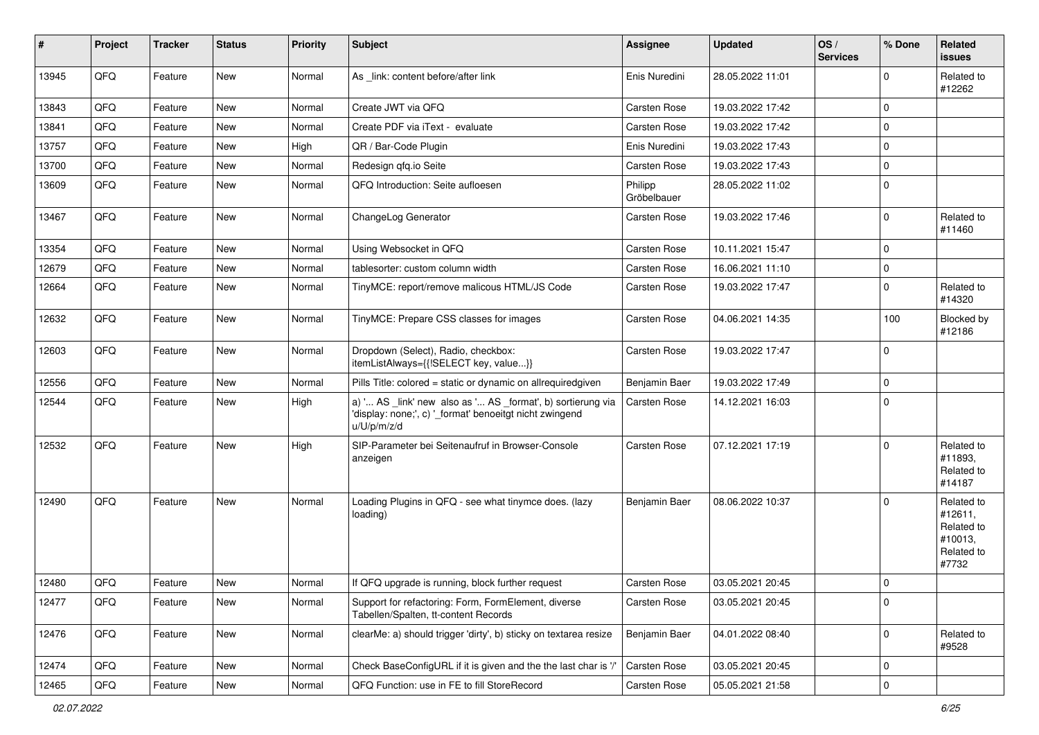| # | Project | Tracker | Status | Priority | Subject | Assignee | Updated | OS / Services | % Done | Related issues |
|---|---|---|---|---|---|---|---|---|---|---|
| 13945 | QFQ | Feature | New | Normal | As _link: content before/after link | Enis Nuredini | 28.05.2022 11:01 | | 0 | Related to #12262 |
| 13843 | QFQ | Feature | New | Normal | Create JWT via QFQ | Carsten Rose | 19.03.2022 17:42 | | 0 | |
| 13841 | QFQ | Feature | New | Normal | Create PDF via iText - evaluate | Carsten Rose | 19.03.2022 17:42 | | 0 | |
| 13757 | QFQ | Feature | New | High | QR / Bar-Code Plugin | Enis Nuredini | 19.03.2022 17:43 | | 0 | |
| 13700 | QFQ | Feature | New | Normal | Redesign qfq.io Seite | Carsten Rose | 19.03.2022 17:43 | | 0 | |
| 13609 | QFQ | Feature | New | Normal | QFQ Introduction: Seite aufloesen | Philipp Gröbelbauer | 28.05.2022 11:02 | | 0 | |
| 13467 | QFQ | Feature | New | Normal | ChangeLog Generator | Carsten Rose | 19.03.2022 17:46 | | 0 | Related to #11460 |
| 13354 | QFQ | Feature | New | Normal | Using Websocket in QFQ | Carsten Rose | 10.11.2021 15:47 | | 0 | |
| 12679 | QFQ | Feature | New | Normal | tablesorter: custom column width | Carsten Rose | 16.06.2021 11:10 | | 0 | |
| 12664 | QFQ | Feature | New | Normal | TinyMCE: report/remove malicous HTML/JS Code | Carsten Rose | 19.03.2022 17:47 | | 0 | Related to #14320 |
| 12632 | QFQ | Feature | New | Normal | TinyMCE: Prepare CSS classes for images | Carsten Rose | 04.06.2021 14:35 | | 100 | Blocked by #12186 |
| 12603 | QFQ | Feature | New | Normal | Dropdown (Select), Radio, checkbox: itemListAlways={{!SELECT key, value...}} | Carsten Rose | 19.03.2022 17:47 | | 0 | |
| 12556 | QFQ | Feature | New | Normal | Pills Title: colored = static or dynamic on allrequiredgiven | Benjamin Baer | 19.03.2022 17:49 | | 0 | |
| 12544 | QFQ | Feature | New | High | a) '... AS _link' new also as '... AS _format', b) sortierung via 'display: none;', c) '_format' benoeitgt nicht zwingend u/U/p/m/z/d | Carsten Rose | 14.12.2021 16:03 | | 0 | |
| 12532 | QFQ | Feature | New | High | SIP-Parameter bei Seitenaufruf in Browser-Console anzeigen | Carsten Rose | 07.12.2021 17:19 | | 0 | Related to #11893, Related to #14187 |
| 12490 | QFQ | Feature | New | Normal | Loading Plugins in QFQ - see what tinymce does. (lazy loading) | Benjamin Baer | 08.06.2022 10:37 | | 0 | Related to #12611, Related to #10013, Related to #7732 |
| 12480 | QFQ | Feature | New | Normal | If QFQ upgrade is running, block further request | Carsten Rose | 03.05.2021 20:45 | | 0 | |
| 12477 | QFQ | Feature | New | Normal | Support for refactoring: Form, FormElement, diverse Tabellen/Spalten, tt-content Records | Carsten Rose | 03.05.2021 20:45 | | 0 | |
| 12476 | QFQ | Feature | New | Normal | clearMe: a) should trigger 'dirty', b) sticky on textarea resize | Benjamin Baer | 04.01.2022 08:40 | | 0 | Related to #9528 |
| 12474 | QFQ | Feature | New | Normal | Check BaseConfigURL if it is given and the the last char is '/' | Carsten Rose | 03.05.2021 20:45 | | 0 | |
| 12465 | QFQ | Feature | New | Normal | QFQ Function: use in FE to fill StoreRecord | Carsten Rose | 05.05.2021 21:58 | | 0 | |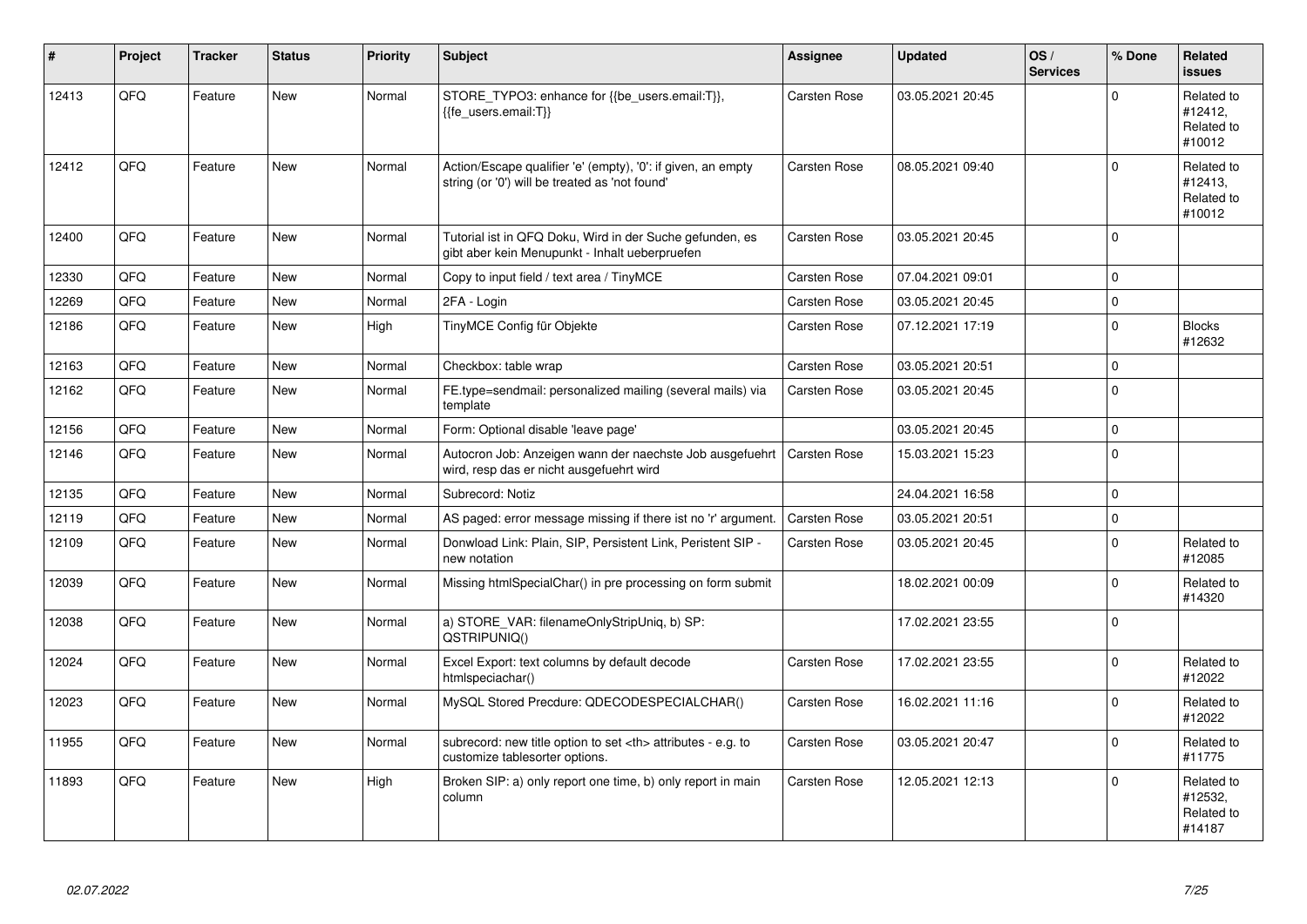| # | Project | Tracker | Status | Priority | Subject | Assignee | Updated | OS / Services | % Done | Related issues |
|---|---|---|---|---|---|---|---|---|---|---|
| 12413 | QFQ | Feature | New | Normal | STORE_TYPO3: enhance for {{be_users.email:T}}, {{fe_users.email:T}} | Carsten Rose | 03.05.2021 20:45 | | 0 | Related to #12412, Related to #10012 |
| 12412 | QFQ | Feature | New | Normal | Action/Escape qualifier 'e' (empty), '0': if given, an empty string (or '0') will be treated as 'not found' | Carsten Rose | 08.05.2021 09:40 | | 0 | Related to #12413, Related to #10012 |
| 12400 | QFQ | Feature | New | Normal | Tutorial ist in QFQ Doku, Wird in der Suche gefunden, es gibt aber kein Menupunkt - Inhalt ueberpruefen | Carsten Rose | 03.05.2021 20:45 | | 0 | |
| 12330 | QFQ | Feature | New | Normal | Copy to input field / text area / TinyMCE | Carsten Rose | 07.04.2021 09:01 | | 0 | |
| 12269 | QFQ | Feature | New | Normal | 2FA - Login | Carsten Rose | 03.05.2021 20:45 | | 0 | |
| 12186 | QFQ | Feature | New | High | TinyMCE Config für Objekte | Carsten Rose | 07.12.2021 17:19 | | 0 | Blocks #12632 |
| 12163 | QFQ | Feature | New | Normal | Checkbox: table wrap | Carsten Rose | 03.05.2021 20:51 | | 0 | |
| 12162 | QFQ | Feature | New | Normal | FE.type=sendmail: personalized mailing (several mails) via template | Carsten Rose | 03.05.2021 20:45 | | 0 | |
| 12156 | QFQ | Feature | New | Normal | Form: Optional disable 'leave page' | | 03.05.2021 20:45 | | 0 | |
| 12146 | QFQ | Feature | New | Normal | Autocron Job: Anzeigen wann der naechste Job ausgefuehrt wird, resp das er nicht ausgefuehrt wird | Carsten Rose | 15.03.2021 15:23 | | 0 | |
| 12135 | QFQ | Feature | New | Normal | Subrecord: Notiz | | 24.04.2021 16:58 | | 0 | |
| 12119 | QFQ | Feature | New | Normal | AS paged: error message missing if there ist no 'r' argument. | Carsten Rose | 03.05.2021 20:51 | | 0 | |
| 12109 | QFQ | Feature | New | Normal | Donwload Link: Plain, SIP, Persistent Link, Peristent SIP - new notation | Carsten Rose | 03.05.2021 20:45 | | 0 | Related to #12085 |
| 12039 | QFQ | Feature | New | Normal | Missing htmlSpecialChar() in pre processing on form submit | | 18.02.2021 00:09 | | 0 | Related to #14320 |
| 12038 | QFQ | Feature | New | Normal | a) STORE_VAR: filenameOnlyStripUniq, b) SP: QSTRIPUNIQ() | | 17.02.2021 23:55 | | 0 | |
| 12024 | QFQ | Feature | New | Normal | Excel Export: text columns by default decode htmlspeciachar() | Carsten Rose | 17.02.2021 23:55 | | 0 | Related to #12022 |
| 12023 | QFQ | Feature | New | Normal | MySQL Stored Precdure: QDECODESPECIALCHAR() | Carsten Rose | 16.02.2021 11:16 | | 0 | Related to #12022 |
| 11955 | QFQ | Feature | New | Normal | subrecord: new title option to set <th> attributes - e.g. to customize tablesorter options. | Carsten Rose | 03.05.2021 20:47 | | 0 | Related to #11775 |
| 11893 | QFQ | Feature | New | High | Broken SIP: a) only report one time, b) only report in main column | Carsten Rose | 12.05.2021 12:13 | | 0 | Related to #12532, Related to #14187 |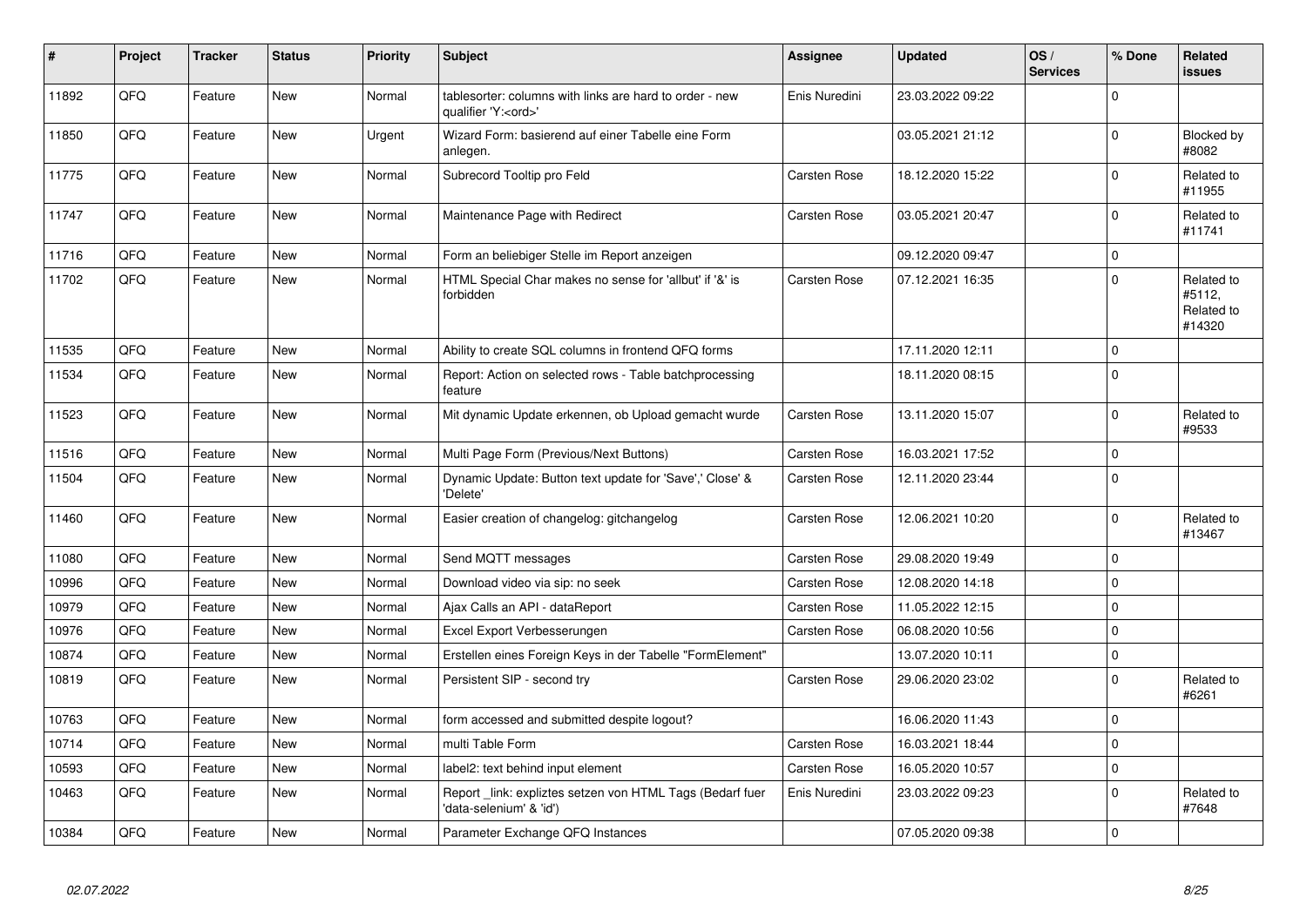| # | Project | Tracker | Status | Priority | Subject | Assignee | Updated | OS / Services | % Done | Related issues |
|---|---|---|---|---|---|---|---|---|---|---|
| 11892 | QFQ | Feature | New | Normal | tablesorter: columns with links are hard to order - new qualifier 'Y:<ord>' | Enis Nuredini | 23.03.2022 09:22 | | 0 | |
| 11850 | QFQ | Feature | New | Urgent | Wizard Form: basierend auf einer Tabelle eine Form anlegen. | | 03.05.2021 21:12 | | 0 | Blocked by #8082 |
| 11775 | QFQ | Feature | New | Normal | Subrecord Tooltip pro Feld | Carsten Rose | 18.12.2020 15:22 | | 0 | Related to #11955 |
| 11747 | QFQ | Feature | New | Normal | Maintenance Page with Redirect | Carsten Rose | 03.05.2021 20:47 | | 0 | Related to #11741 |
| 11716 | QFQ | Feature | New | Normal | Form an beliebiger Stelle im Report anzeigen | | 09.12.2020 09:47 | | 0 | |
| 11702 | QFQ | Feature | New | Normal | HTML Special Char makes no sense for 'allbut' if '&' is forbidden | Carsten Rose | 07.12.2021 16:35 | | 0 | Related to #5112, Related to #14320 |
| 11535 | QFQ | Feature | New | Normal | Ability to create SQL columns in frontend QFQ forms | | 17.11.2020 12:11 | | 0 | |
| 11534 | QFQ | Feature | New | Normal | Report: Action on selected rows - Table batchprocessing feature | | 18.11.2020 08:15 | | 0 | |
| 11523 | QFQ | Feature | New | Normal | Mit dynamic Update erkennen, ob Upload gemacht wurde | Carsten Rose | 13.11.2020 15:07 | | 0 | Related to #9533 |
| 11516 | QFQ | Feature | New | Normal | Multi Page Form (Previous/Next Buttons) | Carsten Rose | 16.03.2021 17:52 | | 0 | |
| 11504 | QFQ | Feature | New | Normal | Dynamic Update: Button text update for 'Save',' Close' & 'Delete' | Carsten Rose | 12.11.2020 23:44 | | 0 | |
| 11460 | QFQ | Feature | New | Normal | Easier creation of changelog: gitchangelog | Carsten Rose | 12.06.2021 10:20 | | 0 | Related to #13467 |
| 11080 | QFQ | Feature | New | Normal | Send MQTT messages | Carsten Rose | 29.08.2020 19:49 | | 0 | |
| 10996 | QFQ | Feature | New | Normal | Download video via sip: no seek | Carsten Rose | 12.08.2020 14:18 | | 0 | |
| 10979 | QFQ | Feature | New | Normal | Ajax Calls an API - dataReport | Carsten Rose | 11.05.2022 12:15 | | 0 | |
| 10976 | QFQ | Feature | New | Normal | Excel Export Verbesserungen | Carsten Rose | 06.08.2020 10:56 | | 0 | |
| 10874 | QFQ | Feature | New | Normal | Erstellen eines Foreign Keys in der Tabelle "FormElement" | | 13.07.2020 10:11 | | 0 | |
| 10819 | QFQ | Feature | New | Normal | Persistent SIP - second try | Carsten Rose | 29.06.2020 23:02 | | 0 | Related to #6261 |
| 10763 | QFQ | Feature | New | Normal | form accessed and submitted despite logout? | | 16.06.2020 11:43 | | 0 | |
| 10714 | QFQ | Feature | New | Normal | multi Table Form | Carsten Rose | 16.03.2021 18:44 | | 0 | |
| 10593 | QFQ | Feature | New | Normal | label2: text behind input element | Carsten Rose | 16.05.2020 10:57 | | 0 | |
| 10463 | QFQ | Feature | New | Normal | Report _link: expliztes setzen von HTML Tags (Bedarf fuer 'data-selenium' & 'id') | Enis Nuredini | 23.03.2022 09:23 | | 0 | Related to #7648 |
| 10384 | QFQ | Feature | New | Normal | Parameter Exchange QFQ Instances | | 07.05.2020 09:38 | | 0 | |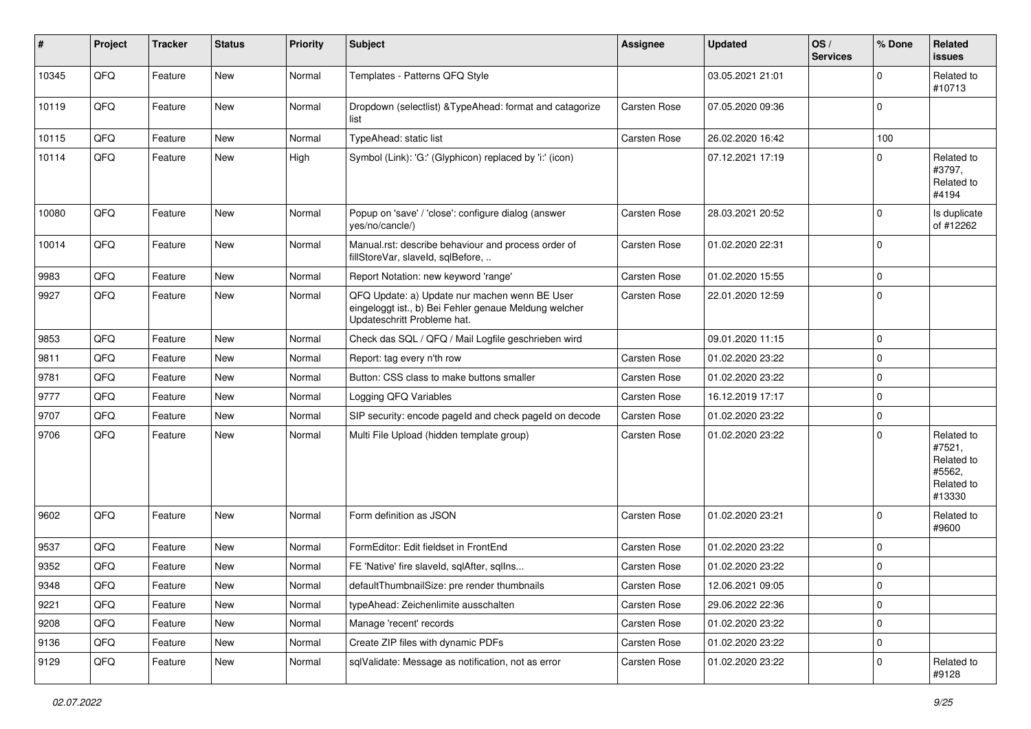| # | Project | Tracker | Status | Priority | Subject | Assignee | Updated | OS / Services | % Done | Related issues |
|---|---|---|---|---|---|---|---|---|---|---|
| 10345 | QFQ | Feature | New | Normal | Templates - Patterns QFQ Style | | 03.05.2021 21:01 | | 0 | Related to #10713 |
| 10119 | QFQ | Feature | New | Normal | Dropdown (selectlist) &TypeAhead: format and catagorize list | Carsten Rose | 07.05.2020 09:36 | | 0 | |
| 10115 | QFQ | Feature | New | Normal | TypeAhead: static list | Carsten Rose | 26.02.2020 16:42 | | 100 | |
| 10114 | QFQ | Feature | New | High | Symbol (Link): 'G:' (Glyphicon) replaced by 'i:' (icon) | | 07.12.2021 17:19 | | 0 | Related to #3797, Related to #4194 |
| 10080 | QFQ | Feature | New | Normal | Popup on 'save' / 'close': configure dialog (answer yes/no/cancle/) | Carsten Rose | 28.03.2021 20:52 | | 0 | Is duplicate of #12262 |
| 10014 | QFQ | Feature | New | Normal | Manual.rst: describe behaviour and process order of fillStoreVar, slaveId, sqlBefore, .. | Carsten Rose | 01.02.2020 22:31 | | 0 | |
| 9983 | QFQ | Feature | New | Normal | Report Notation: new keyword 'range' | Carsten Rose | 01.02.2020 15:55 | | 0 | |
| 9927 | QFQ | Feature | New | Normal | QFQ Update: a) Update nur machen wenn BE User eingeloggt ist., b) Bei Fehler genaue Meldung welcher Updateschritt Probleme hat. | Carsten Rose | 22.01.2020 12:59 | | 0 | |
| 9853 | QFQ | Feature | New | Normal | Check das SQL / QFQ / Mail Logfile geschrieben wird | | 09.01.2020 11:15 | | 0 | |
| 9811 | QFQ | Feature | New | Normal | Report: tag every n'th row | Carsten Rose | 01.02.2020 23:22 | | 0 | |
| 9781 | QFQ | Feature | New | Normal | Button: CSS class to make buttons smaller | Carsten Rose | 01.02.2020 23:22 | | 0 | |
| 9777 | QFQ | Feature | New | Normal | Logging QFQ Variables | Carsten Rose | 16.12.2019 17:17 | | 0 | |
| 9707 | QFQ | Feature | New | Normal | SIP security: encode pageId and check pageId on decode | Carsten Rose | 01.02.2020 23:22 | | 0 | |
| 9706 | QFQ | Feature | New | Normal | Multi File Upload (hidden template group) | Carsten Rose | 01.02.2020 23:22 | | 0 | Related to #7521, Related to #5562, Related to #13330 |
| 9602 | QFQ | Feature | New | Normal | Form definition as JSON | Carsten Rose | 01.02.2020 23:21 | | 0 | Related to #9600 |
| 9537 | QFQ | Feature | New | Normal | FormEditor: Edit fieldset in FrontEnd | Carsten Rose | 01.02.2020 23:22 | | 0 | |
| 9352 | QFQ | Feature | New | Normal | FE 'Native' fire slaveId, sqlAfter, sqlIns... | Carsten Rose | 01.02.2020 23:22 | | 0 | |
| 9348 | QFQ | Feature | New | Normal | defaultThumbnailSize: pre render thumbnails | Carsten Rose | 12.06.2021 09:05 | | 0 | |
| 9221 | QFQ | Feature | New | Normal | typeAhead: Zeichenlimite ausschalten | Carsten Rose | 29.06.2022 22:36 | | 0 | |
| 9208 | QFQ | Feature | New | Normal | Manage 'recent' records | Carsten Rose | 01.02.2020 23:22 | | 0 | |
| 9136 | QFQ | Feature | New | Normal | Create ZIP files with dynamic PDFs | Carsten Rose | 01.02.2020 23:22 | | 0 | |
| 9129 | QFQ | Feature | New | Normal | sqlValidate: Message as notification, not as error | Carsten Rose | 01.02.2020 23:22 | | 0 | Related to #9128 |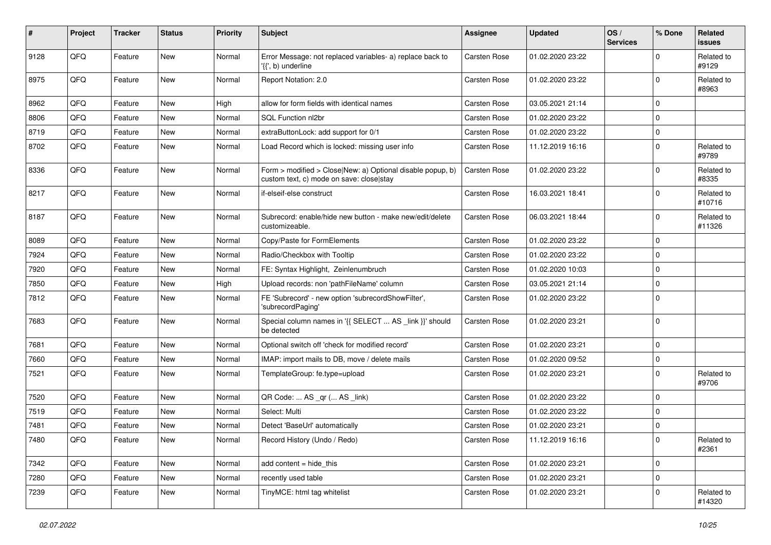| # | Project | Tracker | Status | Priority | Subject | Assignee | Updated | OS / Services | % Done | Related issues |
|---|---|---|---|---|---|---|---|---|---|---|
| 9128 | QFQ | Feature | New | Normal | Error Message: not replaced variables- a) replace back to '{{', b) underline | Carsten Rose | 01.02.2020 23:22 | | 0 | Related to #9129 |
| 8975 | QFQ | Feature | New | Normal | Report Notation: 2.0 | Carsten Rose | 01.02.2020 23:22 | | 0 | Related to #8963 |
| 8962 | QFQ | Feature | New | High | allow for form fields with identical names | Carsten Rose | 03.05.2021 21:14 | | 0 | |
| 8806 | QFQ | Feature | New | Normal | SQL Function nl2br | Carsten Rose | 01.02.2020 23:22 | | 0 | |
| 8719 | QFQ | Feature | New | Normal | extraButtonLock: add support for 0/1 | Carsten Rose | 01.02.2020 23:22 | | 0 | |
| 8702 | QFQ | Feature | New | Normal | Load Record which is locked: missing user info | Carsten Rose | 11.12.2019 16:16 | | 0 | Related to #9789 |
| 8336 | QFQ | Feature | New | Normal | Form > modified > Close\|New: a) Optional disable popup, b) custom text, c) mode on save: close\|stay | Carsten Rose | 01.02.2020 23:22 | | 0 | Related to #8335 |
| 8217 | QFQ | Feature | New | Normal | if-elseif-else construct | Carsten Rose | 16.03.2021 18:41 | | 0 | Related to #10716 |
| 8187 | QFQ | Feature | New | Normal | Subrecord: enable/hide new button - make new/edit/delete customizeable. | Carsten Rose | 06.03.2021 18:44 | | 0 | Related to #11326 |
| 8089 | QFQ | Feature | New | Normal | Copy/Paste for FormElements | Carsten Rose | 01.02.2020 23:22 | | 0 | |
| 7924 | QFQ | Feature | New | Normal | Radio/Checkbox with Tooltip | Carsten Rose | 01.02.2020 23:22 | | 0 | |
| 7920 | QFQ | Feature | New | Normal | FE: Syntax Highlight, Zeinlenumbruch | Carsten Rose | 01.02.2020 10:03 | | 0 | |
| 7850 | QFQ | Feature | New | High | Upload records: non 'pathFileName' column | Carsten Rose | 03.05.2021 21:14 | | 0 | |
| 7812 | QFQ | Feature | New | Normal | FE 'Subrecord' - new option 'subrecordShowFilter', 'subrecordPaging' | Carsten Rose | 01.02.2020 23:22 | | 0 | |
| 7683 | QFQ | Feature | New | Normal | Special column names in '{{ SELECT ... AS _link }}' should be detected | Carsten Rose | 01.02.2020 23:21 | | 0 | |
| 7681 | QFQ | Feature | New | Normal | Optional switch off 'check for modified record' | Carsten Rose | 01.02.2020 23:21 | | 0 | |
| 7660 | QFQ | Feature | New | Normal | IMAP: import mails to DB, move / delete mails | Carsten Rose | 01.02.2020 09:52 | | 0 | |
| 7521 | QFQ | Feature | New | Normal | TemplateGroup: fe.type=upload | Carsten Rose | 01.02.2020 23:21 | | 0 | Related to #9706 |
| 7520 | QFQ | Feature | New | Normal | QR Code: ... AS _qr (... AS _link) | Carsten Rose | 01.02.2020 23:22 | | 0 | |
| 7519 | QFQ | Feature | New | Normal | Select: Multi | Carsten Rose | 01.02.2020 23:22 | | 0 | |
| 7481 | QFQ | Feature | New | Normal | Detect 'BaseUrl' automatically | Carsten Rose | 01.02.2020 23:21 | | 0 | |
| 7480 | QFQ | Feature | New | Normal | Record History (Undo / Redo) | Carsten Rose | 11.12.2019 16:16 | | 0 | Related to #2361 |
| 7342 | QFQ | Feature | New | Normal | add content = hide_this | Carsten Rose | 01.02.2020 23:21 | | 0 | |
| 7280 | QFQ | Feature | New | Normal | recently used table | Carsten Rose | 01.02.2020 23:21 | | 0 | |
| 7239 | QFQ | Feature | New | Normal | TinyMCE: html tag whitelist | Carsten Rose | 01.02.2020 23:21 | | 0 | Related to #14320 |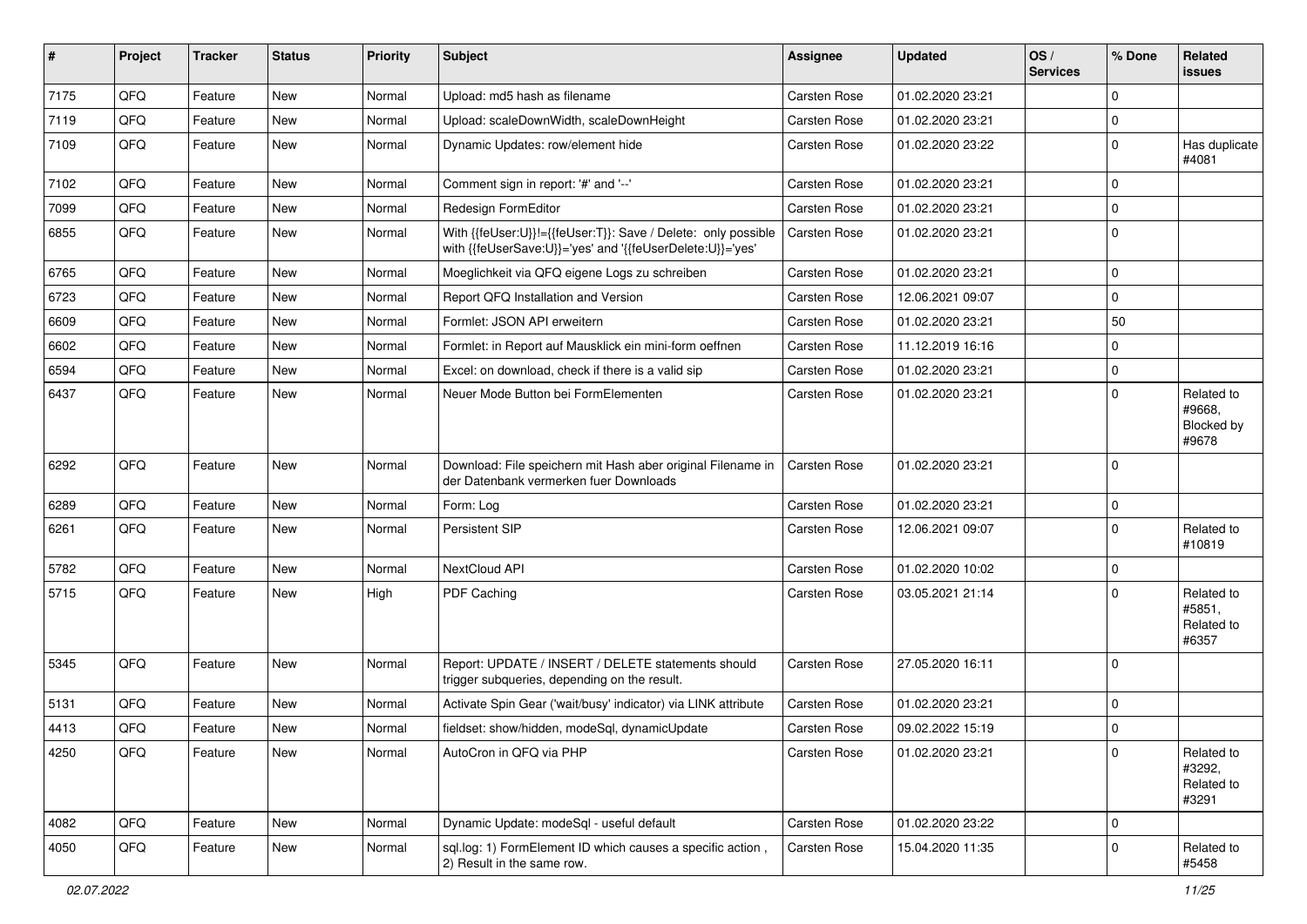| # | Project | Tracker | Status | Priority | Subject | Assignee | Updated | OS / Services | % Done | Related issues |
|---|---|---|---|---|---|---|---|---|---|---|
| 7175 | QFQ | Feature | New | Normal | Upload: md5 hash as filename | Carsten Rose | 01.02.2020 23:21 | | 0 | |
| 7119 | QFQ | Feature | New | Normal | Upload: scaleDownWidth, scaleDownHeight | Carsten Rose | 01.02.2020 23:21 | | 0 | |
| 7109 | QFQ | Feature | New | Normal | Dynamic Updates: row/element hide | Carsten Rose | 01.02.2020 23:22 | | 0 | Has duplicate #4081 |
| 7102 | QFQ | Feature | New | Normal | Comment sign in report: '#' and '--' | Carsten Rose | 01.02.2020 23:21 | | 0 | |
| 7099 | QFQ | Feature | New | Normal | Redesign FormEditor | Carsten Rose | 01.02.2020 23:21 | | 0 | |
| 6855 | QFQ | Feature | New | Normal | With {{feUser:U}}!={{feUser:T}}: Save / Delete: only possible with {{feUserSave:U}}='yes' and '{{feUserDelete:U}}='yes' | Carsten Rose | 01.02.2020 23:21 | | 0 | |
| 6765 | QFQ | Feature | New | Normal | Moeglichkeit via QFQ eigene Logs zu schreiben | Carsten Rose | 01.02.2020 23:21 | | 0 | |
| 6723 | QFQ | Feature | New | Normal | Report QFQ Installation and Version | Carsten Rose | 12.06.2021 09:07 | | 0 | |
| 6609 | QFQ | Feature | New | Normal | Formlet: JSON API erweitern | Carsten Rose | 01.02.2020 23:21 | | 50 | |
| 6602 | QFQ | Feature | New | Normal | Formlet: in Report auf Mausklick ein mini-form oeffnen | Carsten Rose | 11.12.2019 16:16 | | 0 | |
| 6594 | QFQ | Feature | New | Normal | Excel: on download, check if there is a valid sip | Carsten Rose | 01.02.2020 23:21 | | 0 | |
| 6437 | QFQ | Feature | New | Normal | Neuer Mode Button bei FormElementen | Carsten Rose | 01.02.2020 23:21 | | 0 | Related to #9668, Blocked by #9678 |
| 6292 | QFQ | Feature | New | Normal | Download: File speichern mit Hash aber original Filename in der Datenbank vermerken fuer Downloads | Carsten Rose | 01.02.2020 23:21 | | 0 | |
| 6289 | QFQ | Feature | New | Normal | Form: Log | Carsten Rose | 01.02.2020 23:21 | | 0 | |
| 6261 | QFQ | Feature | New | Normal | Persistent SIP | Carsten Rose | 12.06.2021 09:07 | | 0 | Related to #10819 |
| 5782 | QFQ | Feature | New | Normal | NextCloud API | Carsten Rose | 01.02.2020 10:02 | | 0 | |
| 5715 | QFQ | Feature | New | High | PDF Caching | Carsten Rose | 03.05.2021 21:14 | | 0 | Related to #5851, Related to #6357 |
| 5345 | QFQ | Feature | New | Normal | Report: UPDATE / INSERT / DELETE statements should trigger subqueries, depending on the result. | Carsten Rose | 27.05.2020 16:11 | | 0 | |
| 5131 | QFQ | Feature | New | Normal | Activate Spin Gear ('wait/busy' indicator) via LINK attribute | Carsten Rose | 01.02.2020 23:21 | | 0 | |
| 4413 | QFQ | Feature | New | Normal | fieldset: show/hidden, modeSql, dynamicUpdate | Carsten Rose | 09.02.2022 15:19 | | 0 | |
| 4250 | QFQ | Feature | New | Normal | AutoCron in QFQ via PHP | Carsten Rose | 01.02.2020 23:21 | | 0 | Related to #3292, Related to #3291 |
| 4082 | QFQ | Feature | New | Normal | Dynamic Update: modeSql - useful default | Carsten Rose | 01.02.2020 23:22 | | 0 | |
| 4050 | QFQ | Feature | New | Normal | sql.log: 1) FormElement ID which causes a specific action , 2) Result in the same row. | Carsten Rose | 15.04.2020 11:35 | | 0 | Related to #5458 |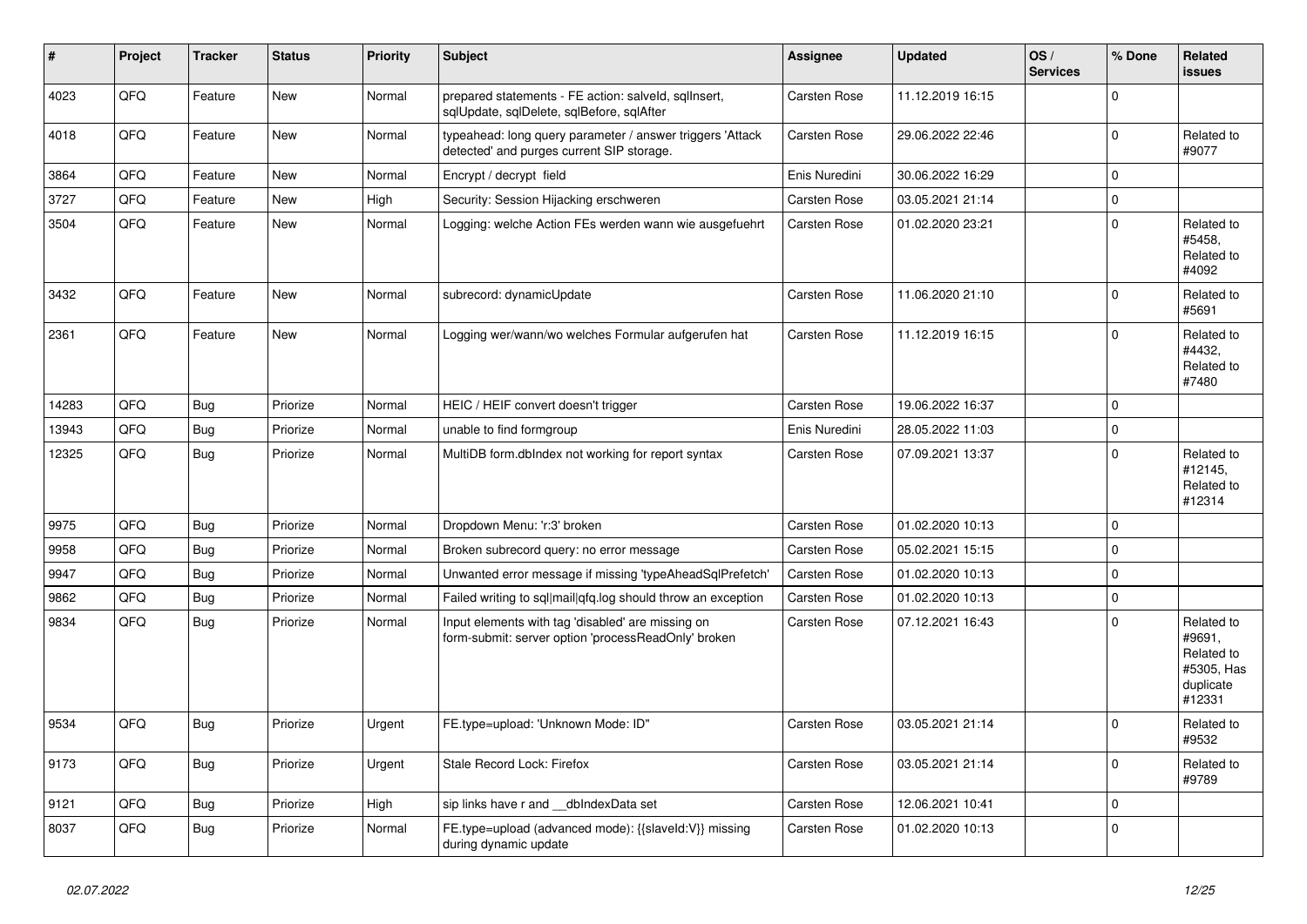| # | Project | Tracker | Status | Priority | Subject | Assignee | Updated | OS / Services | % Done | Related issues |
|---|---|---|---|---|---|---|---|---|---|---|
| 4023 | QFQ | Feature | New | Normal | prepared statements - FE action: salveId, sqlInsert, sqlUpdate, sqlDelete, sqlBefore, sqlAfter | Carsten Rose | 11.12.2019 16:15 | | 0 | |
| 4018 | QFQ | Feature | New | Normal | typeahead: long query parameter / answer triggers 'Attack detected' and purges current SIP storage. | Carsten Rose | 29.06.2022 22:46 | | 0 | Related to #9077 |
| 3864 | QFQ | Feature | New | Normal | Encrypt / decrypt field | Enis Nuredini | 30.06.2022 16:29 | | 0 | |
| 3727 | QFQ | Feature | New | High | Security: Session Hijacking erschweren | Carsten Rose | 03.05.2021 21:14 | | 0 | |
| 3504 | QFQ | Feature | New | Normal | Logging: welche Action FEs werden wann wie ausgefuehrt | Carsten Rose | 01.02.2020 23:21 | | 0 | Related to #5458, Related to #4092 |
| 3432 | QFQ | Feature | New | Normal | subrecord: dynamicUpdate | Carsten Rose | 11.06.2020 21:10 | | 0 | Related to #5691 |
| 2361 | QFQ | Feature | New | Normal | Logging wer/wann/wo welches Formular aufgerufen hat | Carsten Rose | 11.12.2019 16:15 | | 0 | Related to #4432, Related to #7480 |
| 14283 | QFQ | Bug | Priorize | Normal | HEIC / HEIF convert doesn't trigger | Carsten Rose | 19.06.2022 16:37 | | 0 | |
| 13943 | QFQ | Bug | Priorize | Normal | unable to find formgroup | Enis Nuredini | 28.05.2022 11:03 | | 0 | |
| 12325 | QFQ | Bug | Priorize | Normal | MultiDB form.dbIndex not working for report syntax | Carsten Rose | 07.09.2021 13:37 | | 0 | Related to #12145, Related to #12314 |
| 9975 | QFQ | Bug | Priorize | Normal | Dropdown Menu: 'r:3' broken | Carsten Rose | 01.02.2020 10:13 | | 0 | |
| 9958 | QFQ | Bug | Priorize | Normal | Broken subrecord query: no error message | Carsten Rose | 05.02.2021 15:15 | | 0 | |
| 9947 | QFQ | Bug | Priorize | Normal | Unwanted error message if missing 'typeAheadSqlPrefetch' | Carsten Rose | 01.02.2020 10:13 | | 0 | |
| 9862 | QFQ | Bug | Priorize | Normal | Failed writing to sql\|mail\|qfq.log should throw an exception | Carsten Rose | 01.02.2020 10:13 | | 0 | |
| 9834 | QFQ | Bug | Priorize | Normal | Input elements with tag 'disabled' are missing on form-submit: server option 'processReadOnly' broken | Carsten Rose | 07.12.2021 16:43 | | 0 | Related to #9691, Related to #5305, Has duplicate #12331 |
| 9534 | QFQ | Bug | Priorize | Urgent | FE.type=upload: 'Unknown Mode: ID" | Carsten Rose | 03.05.2021 21:14 | | 0 | Related to #9532 |
| 9173 | QFQ | Bug | Priorize | Urgent | Stale Record Lock: Firefox | Carsten Rose | 03.05.2021 21:14 | | 0 | Related to #9789 |
| 9121 | QFQ | Bug | Priorize | High | sip links have r and __dbIndexData set | Carsten Rose | 12.06.2021 10:41 | | 0 | |
| 8037 | QFQ | Bug | Priorize | Normal | FE.type=upload (advanced mode): {{slaveId:V}} missing during dynamic update | Carsten Rose | 01.02.2020 10:13 | | 0 | |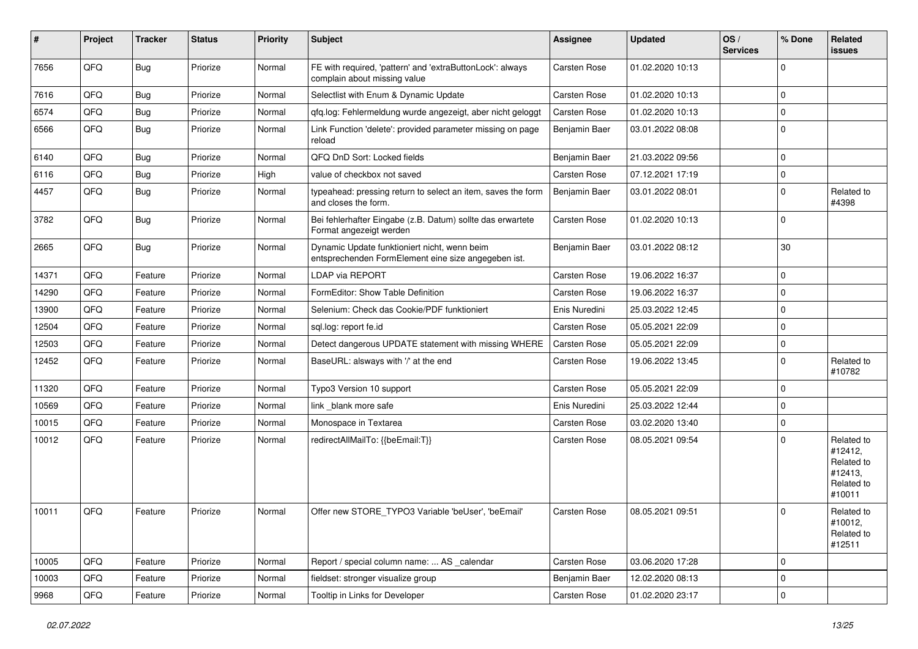| # | Project | Tracker | Status | Priority | Subject | Assignee | Updated | OS / Services | % Done | Related issues |
|---|---|---|---|---|---|---|---|---|---|---|
| 7656 | QFQ | Bug | Priorize | Normal | FE with required, 'pattern' and 'extraButtonLock': always complain about missing value | Carsten Rose | 01.02.2020 10:13 | | 0 | |
| 7616 | QFQ | Bug | Priorize | Normal | Selectlist with Enum & Dynamic Update | Carsten Rose | 01.02.2020 10:13 | | 0 | |
| 6574 | QFQ | Bug | Priorize | Normal | qfq.log: Fehlermeldung wurde angezeigt, aber nicht geloggt | Carsten Rose | 01.02.2020 10:13 | | 0 | |
| 6566 | QFQ | Bug | Priorize | Normal | Link Function 'delete': provided parameter missing on page reload | Benjamin Baer | 03.01.2022 08:08 | | 0 | |
| 6140 | QFQ | Bug | Priorize | Normal | QFQ DnD Sort: Locked fields | Benjamin Baer | 21.03.2022 09:56 | | 0 | |
| 6116 | QFQ | Bug | Priorize | High | value of checkbox not saved | Carsten Rose | 07.12.2021 17:19 | | 0 | |
| 4457 | QFQ | Bug | Priorize | Normal | typeahead: pressing return to select an item, saves the form and closes the form. | Benjamin Baer | 03.01.2022 08:01 | | 0 | Related to #4398 |
| 3782 | QFQ | Bug | Priorize | Normal | Bei fehlerhafter Eingabe (z.B. Datum) sollte das erwartete Format angezeigt werden | Carsten Rose | 01.02.2020 10:13 | | 0 | |
| 2665 | QFQ | Bug | Priorize | Normal | Dynamic Update funktioniert nicht, wenn beim entsprechenden FormElement eine size angegeben ist. | Benjamin Baer | 03.01.2022 08:12 | | 30 | |
| 14371 | QFQ | Feature | Priorize | Normal | LDAP via REPORT | Carsten Rose | 19.06.2022 16:37 | | 0 | |
| 14290 | QFQ | Feature | Priorize | Normal | FormEditor: Show Table Definition | Carsten Rose | 19.06.2022 16:37 | | 0 | |
| 13900 | QFQ | Feature | Priorize | Normal | Selenium: Check das Cookie/PDF funktioniert | Enis Nuredini | 25.03.2022 12:45 | | 0 | |
| 12504 | QFQ | Feature | Priorize | Normal | sql.log: report fe.id | Carsten Rose | 05.05.2021 22:09 | | 0 | |
| 12503 | QFQ | Feature | Priorize | Normal | Detect dangerous UPDATE statement with missing WHERE | Carsten Rose | 05.05.2021 22:09 | | 0 | |
| 12452 | QFQ | Feature | Priorize | Normal | BaseURL: alsways with '/' at the end | Carsten Rose | 19.06.2022 13:45 | | 0 | Related to #10782 |
| 11320 | QFQ | Feature | Priorize | Normal | Typo3 Version 10 support | Carsten Rose | 05.05.2021 22:09 | | 0 | |
| 10569 | QFQ | Feature | Priorize | Normal | link _blank more safe | Enis Nuredini | 25.03.2022 12:44 | | 0 | |
| 10015 | QFQ | Feature | Priorize | Normal | Monospace in Textarea | Carsten Rose | 03.02.2020 13:40 | | 0 | |
| 10012 | QFQ | Feature | Priorize | Normal | redirectAllMailTo: {{beEmail:T}} | Carsten Rose | 08.05.2021 09:54 | | 0 | Related to #12412, Related to #12413, Related to #10011 |
| 10011 | QFQ | Feature | Priorize | Normal | Offer new STORE_TYPO3 Variable 'beUser', 'beEmail' | Carsten Rose | 08.05.2021 09:51 | | 0 | Related to #10012, Related to #12511 |
| 10005 | QFQ | Feature | Priorize | Normal | Report / special column name: ... AS _calendar | Carsten Rose | 03.06.2020 17:28 | | 0 | |
| 10003 | QFQ | Feature | Priorize | Normal | fieldset: stronger visualize group | Benjamin Baer | 12.02.2020 08:13 | | 0 | |
| 9968 | QFQ | Feature | Priorize | Normal | Tooltip in Links for Developer | Carsten Rose | 01.02.2020 23:17 | | 0 | |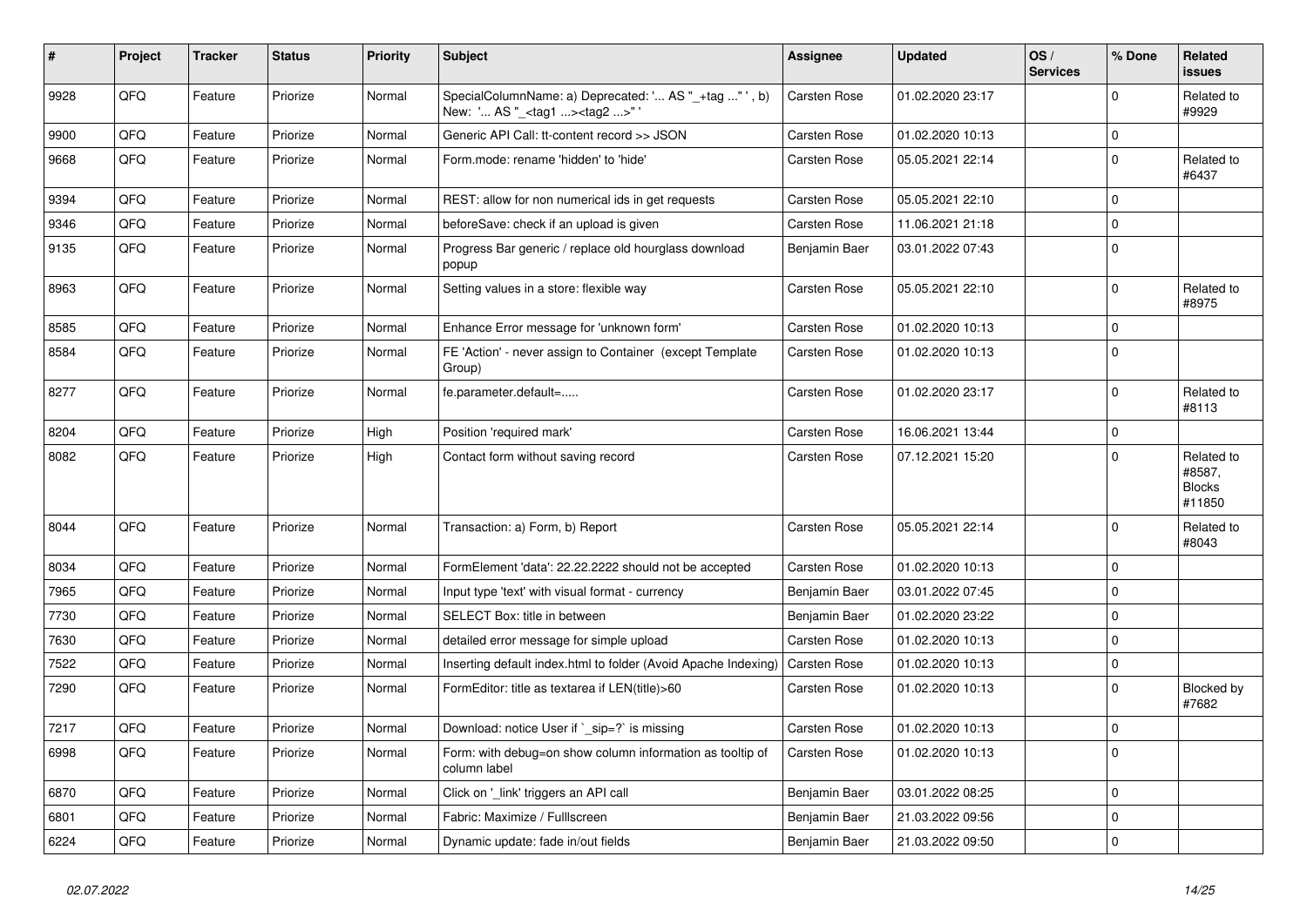| # | Project | Tracker | Status | Priority | Subject | Assignee | Updated | OS / Services | % Done | Related issues |
|---|---|---|---|---|---|---|---|---|---|---|
| 9928 | QFQ | Feature | Priorize | Normal | SpecialColumnName: a) Deprecated: '... AS "_+tag ..." ', b) New: '... AS "_<tag1 ...><tag2 ...>" ' | Carsten Rose | 01.02.2020 23:17 | | 0 | Related to #9929 |
| 9900 | QFQ | Feature | Priorize | Normal | Generic API Call: tt-content record >> JSON | Carsten Rose | 01.02.2020 10:13 | | 0 | |
| 9668 | QFQ | Feature | Priorize | Normal | Form.mode: rename 'hidden' to 'hide' | Carsten Rose | 05.05.2021 22:14 | | 0 | Related to #6437 |
| 9394 | QFQ | Feature | Priorize | Normal | REST: allow for non numerical ids in get requests | Carsten Rose | 05.05.2021 22:10 | | 0 | |
| 9346 | QFQ | Feature | Priorize | Normal | beforeSave: check if an upload is given | Carsten Rose | 11.06.2021 21:18 | | 0 | |
| 9135 | QFQ | Feature | Priorize | Normal | Progress Bar generic / replace old hourglass download popup | Benjamin Baer | 03.01.2022 07:43 | | 0 | |
| 8963 | QFQ | Feature | Priorize | Normal | Setting values in a store: flexible way | Carsten Rose | 05.05.2021 22:10 | | 0 | Related to #8975 |
| 8585 | QFQ | Feature | Priorize | Normal | Enhance Error message for 'unknown form' | Carsten Rose | 01.02.2020 10:13 | | 0 | |
| 8584 | QFQ | Feature | Priorize | Normal | FE 'Action' - never assign to Container (except Template Group) | Carsten Rose | 01.02.2020 10:13 | | 0 | |
| 8277 | QFQ | Feature | Priorize | Normal | fe.parameter.default=..... | Carsten Rose | 01.02.2020 23:17 | | 0 | Related to #8113 |
| 8204 | QFQ | Feature | Priorize | High | Position 'required mark' | Carsten Rose | 16.06.2021 13:44 | | 0 | |
| 8082 | QFQ | Feature | Priorize | High | Contact form without saving record | Carsten Rose | 07.12.2021 15:20 | | 0 | Related to #8587, Blocks #11850 |
| 8044 | QFQ | Feature | Priorize | Normal | Transaction: a) Form, b) Report | Carsten Rose | 05.05.2021 22:14 | | 0 | Related to #8043 |
| 8034 | QFQ | Feature | Priorize | Normal | FormElement 'data': 22.22.2222 should not be accepted | Carsten Rose | 01.02.2020 10:13 | | 0 | |
| 7965 | QFQ | Feature | Priorize | Normal | Input type 'text' with visual format - currency | Benjamin Baer | 03.01.2022 07:45 | | 0 | |
| 7730 | QFQ | Feature | Priorize | Normal | SELECT Box: title in between | Benjamin Baer | 01.02.2020 23:22 | | 0 | |
| 7630 | QFQ | Feature | Priorize | Normal | detailed error message for simple upload | Carsten Rose | 01.02.2020 10:13 | | 0 | |
| 7522 | QFQ | Feature | Priorize | Normal | Inserting default index.html to folder (Avoid Apache Indexing) | Carsten Rose | 01.02.2020 10:13 | | 0 | |
| 7290 | QFQ | Feature | Priorize | Normal | FormEditor: title as textarea if LEN(title)>60 | Carsten Rose | 01.02.2020 10:13 | | 0 | Blocked by #7682 |
| 7217 | QFQ | Feature | Priorize | Normal | Download: notice User if `_sip=?` is missing | Carsten Rose | 01.02.2020 10:13 | | 0 | |
| 6998 | QFQ | Feature | Priorize | Normal | Form: with debug=on show column information as tooltip of column label | Carsten Rose | 01.02.2020 10:13 | | 0 | |
| 6870 | QFQ | Feature | Priorize | Normal | Click on '_link' triggers an API call | Benjamin Baer | 03.01.2022 08:25 | | 0 | |
| 6801 | QFQ | Feature | Priorize | Normal | Fabric: Maximize / Fulllscreen | Benjamin Baer | 21.03.2022 09:56 | | 0 | |
| 6224 | QFQ | Feature | Priorize | Normal | Dynamic update: fade in/out fields | Benjamin Baer | 21.03.2022 09:50 | | 0 | |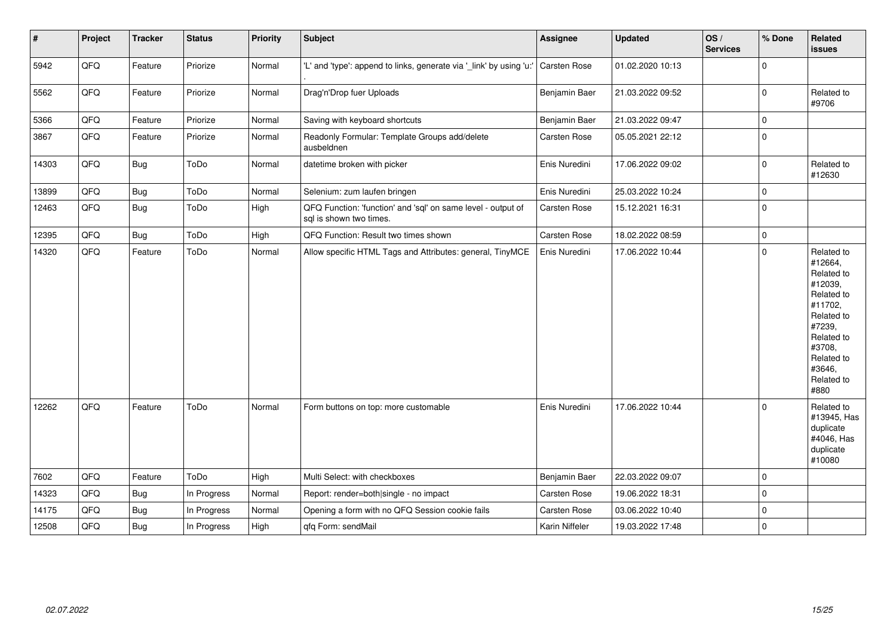| # | Project | Tracker | Status | Priority | Subject | Assignee | Updated | OS / Services | % Done | Related issues |
|---|---|---|---|---|---|---|---|---|---|---|
| 5942 | QFQ | Feature | Priorize | Normal | 'L' and 'type': append to links, generate via '_link' by using 'u:' . | Carsten Rose | 01.02.2020 10:13 | | 0 | |
| 5562 | QFQ | Feature | Priorize | Normal | Drag'n'Drop fuer Uploads | Benjamin Baer | 21.03.2022 09:52 | | 0 | Related to #9706 |
| 5366 | QFQ | Feature | Priorize | Normal | Saving with keyboard shortcuts | Benjamin Baer | 21.03.2022 09:47 | | 0 | |
| 3867 | QFQ | Feature | Priorize | Normal | Readonly Formular: Template Groups add/delete ausbeldnen | Carsten Rose | 05.05.2021 22:12 | | 0 | |
| 14303 | QFQ | Bug | ToDo | Normal | datetime broken with picker | Enis Nuredini | 17.06.2022 09:02 | | 0 | Related to #12630 |
| 13899 | QFQ | Bug | ToDo | Normal | Selenium: zum laufen bringen | Enis Nuredini | 25.03.2022 10:24 | | 0 | |
| 12463 | QFQ | Bug | ToDo | High | QFQ Function: 'function' and 'sql' on same level - output of sql is shown two times. | Carsten Rose | 15.12.2021 16:31 | | 0 | |
| 12395 | QFQ | Bug | ToDo | High | QFQ Function: Result two times shown | Carsten Rose | 18.02.2022 08:59 | | 0 | |
| 14320 | QFQ | Feature | ToDo | Normal | Allow specific HTML Tags and Attributes: general, TinyMCE | Enis Nuredini | 17.06.2022 10:44 | | 0 | Related to #12664, Related to #12039, Related to #11702, Related to #7239, Related to #3708, Related to #3646, Related to #880 |
| 12262 | QFQ | Feature | ToDo | Normal | Form buttons on top: more customable | Enis Nuredini | 17.06.2022 10:44 | | 0 | Related to #13945, Has duplicate #4046, Has duplicate #10080 |
| 7602 | QFQ | Feature | ToDo | High | Multi Select: with checkboxes | Benjamin Baer | 22.03.2022 09:07 | | 0 | |
| 14323 | QFQ | Bug | In Progress | Normal | Report: render=both\|single - no impact | Carsten Rose | 19.06.2022 18:31 | | 0 | |
| 14175 | QFQ | Bug | In Progress | Normal | Opening a form with no QFQ Session cookie fails | Carsten Rose | 03.06.2022 10:40 | | 0 | |
| 12508 | QFQ | Bug | In Progress | High | qfq Form: sendMail | Karin Niffeler | 19.03.2022 17:48 | | 0 | |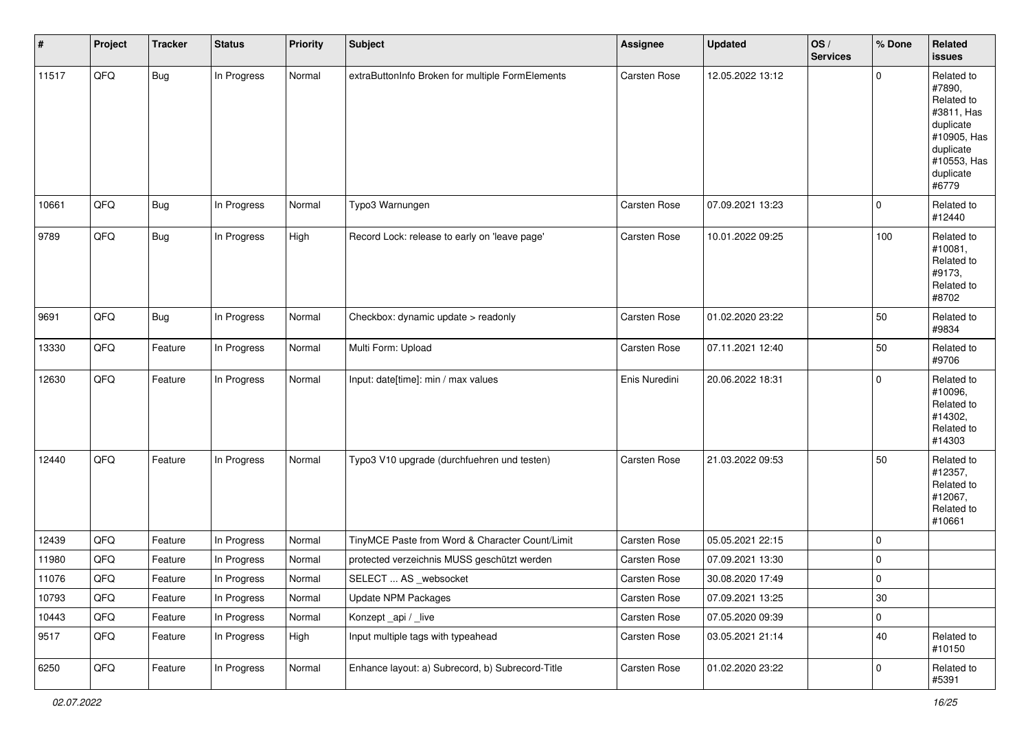| # | Project | Tracker | Status | Priority | Subject | Assignee | Updated | OS / Services | % Done | Related issues |
|---|---|---|---|---|---|---|---|---|---|---|
| 11517 | QFQ | Bug | In Progress | Normal | extraButtonInfo Broken for multiple FormElements | Carsten Rose | 12.05.2022 13:12 | | 0 | Related to #7890, Related to #3811, Has duplicate #10905, Has duplicate #10553, Has duplicate #6779 |
| 10661 | QFQ | Bug | In Progress | Normal | Typo3 Warnungen | Carsten Rose | 07.09.2021 13:23 | | 0 | Related to #12440 |
| 9789 | QFQ | Bug | In Progress | High | Record Lock: release to early on 'leave page' | Carsten Rose | 10.01.2022 09:25 | | 100 | Related to #10081, Related to #9173, Related to #8702 |
| 9691 | QFQ | Bug | In Progress | Normal | Checkbox: dynamic update > readonly | Carsten Rose | 01.02.2020 23:22 | | 50 | Related to #9834 |
| 13330 | QFQ | Feature | In Progress | Normal | Multi Form: Upload | Carsten Rose | 07.11.2021 12:40 | | 50 | Related to #9706 |
| 12630 | QFQ | Feature | In Progress | Normal | Input: date[time]: min / max values | Enis Nuredini | 20.06.2022 18:31 | | 0 | Related to #10096, Related to #14302, Related to #14303 |
| 12440 | QFQ | Feature | In Progress | Normal | Typo3 V10 upgrade (durchfuehren und testen) | Carsten Rose | 21.03.2022 09:53 | | 50 | Related to #12357, Related to #12067, Related to #10661 |
| 12439 | QFQ | Feature | In Progress | Normal | TinyMCE Paste from Word & Character Count/Limit | Carsten Rose | 05.05.2021 22:15 | | 0 | |
| 11980 | QFQ | Feature | In Progress | Normal | protected verzeichnis MUSS geschützt werden | Carsten Rose | 07.09.2021 13:30 | | 0 | |
| 11076 | QFQ | Feature | In Progress | Normal | SELECT ... AS _websocket | Carsten Rose | 30.08.2020 17:49 | | 0 | |
| 10793 | QFQ | Feature | In Progress | Normal | Update NPM Packages | Carsten Rose | 07.09.2021 13:25 | | 30 | |
| 10443 | QFQ | Feature | In Progress | Normal | Konzept _api / _live | Carsten Rose | 07.05.2020 09:39 | | 0 | |
| 9517 | QFQ | Feature | In Progress | High | Input multiple tags with typeahead | Carsten Rose | 03.05.2021 21:14 | | 40 | Related to #10150 |
| 6250 | QFQ | Feature | In Progress | Normal | Enhance layout: a) Subrecord, b) Subrecord-Title | Carsten Rose | 01.02.2020 23:22 | | 0 | Related to #5391 |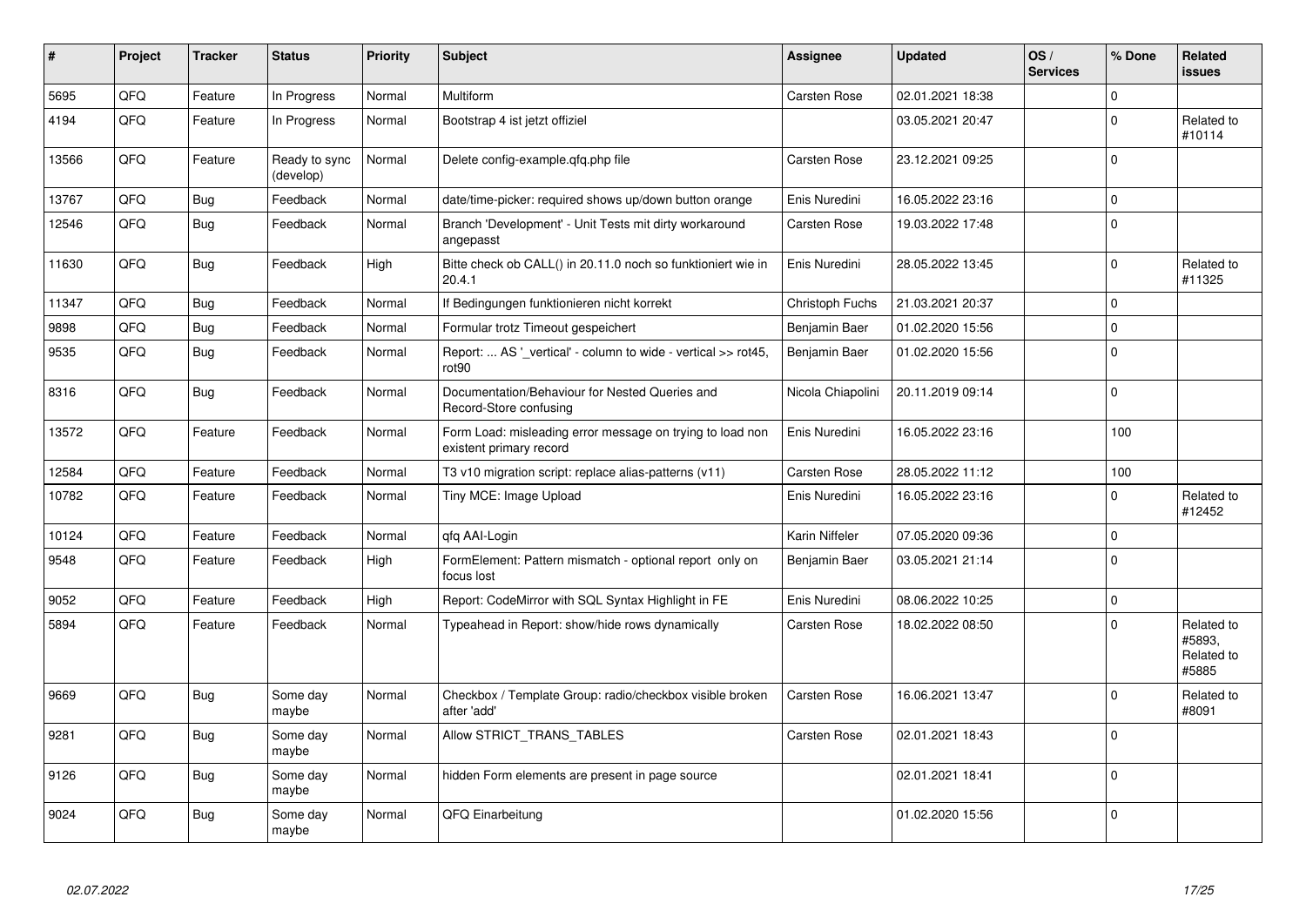| # | Project | Tracker | Status | Priority | Subject | Assignee | Updated | OS / Services | % Done | Related issues |
|---|---|---|---|---|---|---|---|---|---|---|
| 5695 | QFQ | Feature | In Progress | Normal | Multiform | Carsten Rose | 02.01.2021 18:38 | | 0 | |
| 4194 | QFQ | Feature | In Progress | Normal | Bootstrap 4 ist jetzt offiziel | | 03.05.2021 20:47 | | 0 | Related to #10114 |
| 13566 | QFQ | Feature | Ready to sync (develop) | Normal | Delete config-example.qfq.php file | Carsten Rose | 23.12.2021 09:25 | | 0 | |
| 13767 | QFQ | Bug | Feedback | Normal | date/time-picker: required shows up/down button orange | Enis Nuredini | 16.05.2022 23:16 | | 0 | |
| 12546 | QFQ | Bug | Feedback | Normal | Branch 'Development' - Unit Tests mit dirty workaround angepasst | Carsten Rose | 19.03.2022 17:48 | | 0 | |
| 11630 | QFQ | Bug | Feedback | High | Bitte check ob CALL() in 20.11.0 noch so funktioniert wie in 20.4.1 | Enis Nuredini | 28.05.2022 13:45 | | 0 | Related to #11325 |
| 11347 | QFQ | Bug | Feedback | Normal | If Bedingungen funktionieren nicht korrekt | Christoph Fuchs | 21.03.2021 20:37 | | 0 | |
| 9898 | QFQ | Bug | Feedback | Normal | Formular trotz Timeout gespeichert | Benjamin Baer | 01.02.2020 15:56 | | 0 | |
| 9535 | QFQ | Bug | Feedback | Normal | Report: ... AS '_vertical' - column to wide - vertical >> rot45, rot90 | Benjamin Baer | 01.02.2020 15:56 | | 0 | |
| 8316 | QFQ | Bug | Feedback | Normal | Documentation/Behaviour for Nested Queries and Record-Store confusing | Nicola Chiapolini | 20.11.2019 09:14 | | 0 | |
| 13572 | QFQ | Feature | Feedback | Normal | Form Load: misleading error message on trying to load non existent primary record | Enis Nuredini | 16.05.2022 23:16 | | 100 | |
| 12584 | QFQ | Feature | Feedback | Normal | T3 v10 migration script: replace alias-patterns (v11) | Carsten Rose | 28.05.2022 11:12 | | 100 | |
| 10782 | QFQ | Feature | Feedback | Normal | Tiny MCE: Image Upload | Enis Nuredini | 16.05.2022 23:16 | | 0 | Related to #12452 |
| 10124 | QFQ | Feature | Feedback | Normal | qfq AAI-Login | Karin Niffeler | 07.05.2020 09:36 | | 0 | |
| 9548 | QFQ | Feature | Feedback | High | FormElement: Pattern mismatch - optional report only on focus lost | Benjamin Baer | 03.05.2021 21:14 | | 0 | |
| 9052 | QFQ | Feature | Feedback | High | Report: CodeMirror with SQL Syntax Highlight in FE | Enis Nuredini | 08.06.2022 10:25 | | 0 | |
| 5894 | QFQ | Feature | Feedback | Normal | Typeahead in Report: show/hide rows dynamically | Carsten Rose | 18.02.2022 08:50 | | 0 | Related to #5893, Related to #5885 |
| 9669 | QFQ | Bug | Some day maybe | Normal | Checkbox / Template Group: radio/checkbox visible broken after 'add' | Carsten Rose | 16.06.2021 13:47 | | 0 | Related to #8091 |
| 9281 | QFQ | Bug | Some day maybe | Normal | Allow STRICT_TRANS_TABLES | Carsten Rose | 02.01.2021 18:43 | | 0 | |
| 9126 | QFQ | Bug | Some day maybe | Normal | hidden Form elements are present in page source | | 02.01.2021 18:41 | | 0 | |
| 9024 | QFQ | Bug | Some day maybe | Normal | QFQ Einarbeitung | | 01.02.2020 15:56 | | 0 | |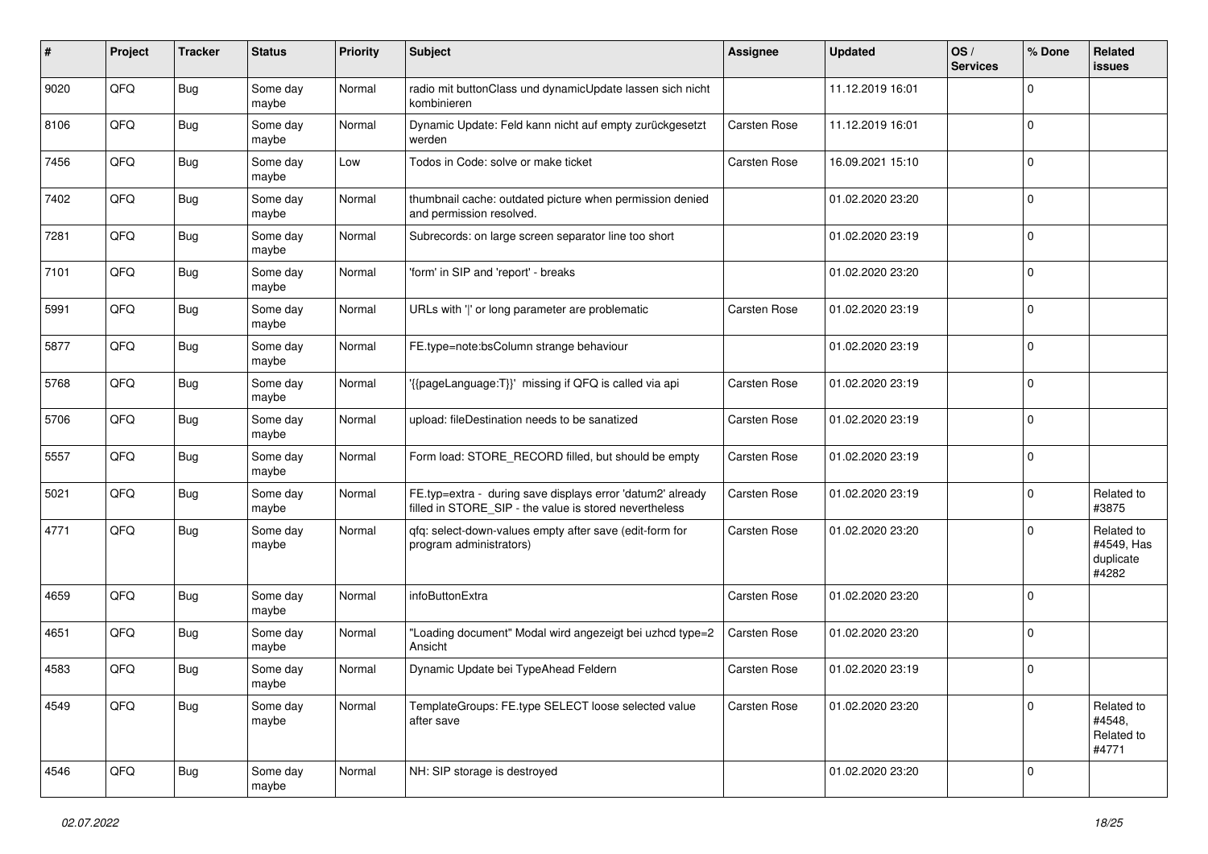| # | Project | Tracker | Status | Priority | Subject | Assignee | Updated | OS / Services | % Done | Related issues |
|---|---|---|---|---|---|---|---|---|---|---|
| 9020 | QFQ | Bug | Some day maybe | Normal | radio mit buttonClass und dynamicUpdate lassen sich nicht kombinieren | | 11.12.2019 16:01 | | 0 | |
| 8106 | QFQ | Bug | Some day maybe | Normal | Dynamic Update: Feld kann nicht auf empty zurückgesetzt werden | Carsten Rose | 11.12.2019 16:01 | | 0 | |
| 7456 | QFQ | Bug | Some day maybe | Low | Todos in Code: solve or make ticket | Carsten Rose | 16.09.2021 15:10 | | 0 | |
| 7402 | QFQ | Bug | Some day maybe | Normal | thumbnail cache: outdated picture when permission denied and permission resolved. | | 01.02.2020 23:20 | | 0 | |
| 7281 | QFQ | Bug | Some day maybe | Normal | Subrecords: on large screen separator line too short | | 01.02.2020 23:19 | | 0 | |
| 7101 | QFQ | Bug | Some day maybe | Normal | 'form' in SIP and 'report' - breaks | | 01.02.2020 23:20 | | 0 | |
| 5991 | QFQ | Bug | Some day maybe | Normal | URLs with ' ' or long parameter are problematic | Carsten Rose | 01.02.2020 23:19 | | 0 | |
| 5877 | QFQ | Bug | Some day maybe | Normal | FE.type=note:bsColumn strange behaviour | | 01.02.2020 23:19 | | 0 | |
| 5768 | QFQ | Bug | Some day maybe | Normal | '{{pageLanguage:T}}' missing if QFQ is called via api | Carsten Rose | 01.02.2020 23:19 | | 0 | |
| 5706 | QFQ | Bug | Some day maybe | Normal | upload: fileDestination needs to be sanatized | Carsten Rose | 01.02.2020 23:19 | | 0 | |
| 5557 | QFQ | Bug | Some day maybe | Normal | Form load: STORE_RECORD filled, but should be empty | Carsten Rose | 01.02.2020 23:19 | | 0 | |
| 5021 | QFQ | Bug | Some day maybe | Normal | FE.typ=extra - during save displays error 'datum2' already filled in STORE_SIP - the value is stored nevertheless | Carsten Rose | 01.02.2020 23:19 | | 0 | Related to #3875 |
| 4771 | QFQ | Bug | Some day maybe | Normal | qfq: select-down-values empty after save (edit-form for program administrators) | Carsten Rose | 01.02.2020 23:20 | | 0 | Related to #4549, Has duplicate #4282 |
| 4659 | QFQ | Bug | Some day maybe | Normal | infoButtonExtra | Carsten Rose | 01.02.2020 23:20 | | 0 | |
| 4651 | QFQ | Bug | Some day maybe | Normal | "Loading document" Modal wird angezeigt bei uzhcd type=2 Ansicht | Carsten Rose | 01.02.2020 23:20 | | 0 | |
| 4583 | QFQ | Bug | Some day maybe | Normal | Dynamic Update bei TypeAhead Feldern | Carsten Rose | 01.02.2020 23:19 | | 0 | |
| 4549 | QFQ | Bug | Some day maybe | Normal | TemplateGroups: FE.type SELECT loose selected value after save | Carsten Rose | 01.02.2020 23:20 | | 0 | Related to #4548, Related to #4771 |
| 4546 | QFQ | Bug | Some day maybe | Normal | NH: SIP storage is destroyed | | 01.02.2020 23:20 | | 0 | |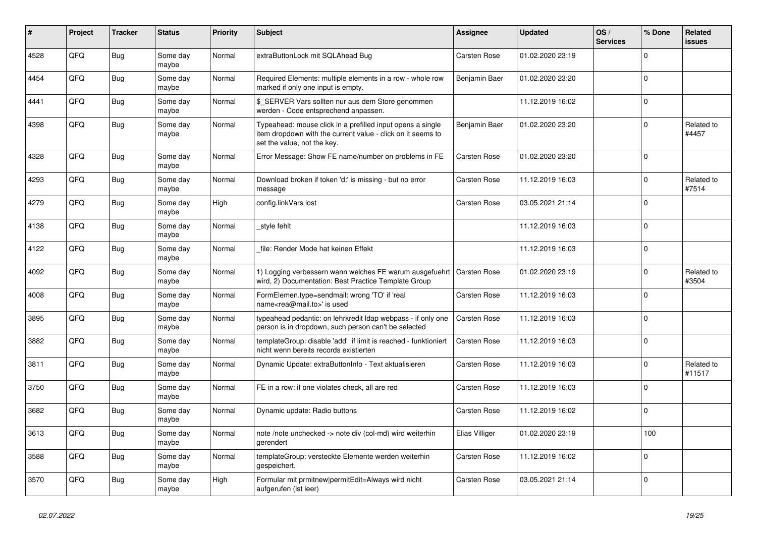| # | Project | Tracker | Status | Priority | Subject | Assignee | Updated | OS / Services | % Done | Related issues |
|---|---|---|---|---|---|---|---|---|---|---|
| 4528 | QFQ | Bug | Some day maybe | Normal | extraButtonLock mit SQLAhead Bug | Carsten Rose | 01.02.2020 23:19 | | 0 | |
| 4454 | QFQ | Bug | Some day maybe | Normal | Required Elements: multiple elements in a row - whole row marked if only one input is empty. | Benjamin Baer | 01.02.2020 23:20 | | 0 | |
| 4441 | QFQ | Bug | Some day maybe | Normal | $_SERVER Vars sollten nur aus dem Store genommen werden - Code entsprechend anpassen. | | 11.12.2019 16:02 | | 0 | |
| 4398 | QFQ | Bug | Some day maybe | Normal | Typeahead: mouse click in a prefilled input opens a single item dropdown with the current value - click on it seems to set the value, not the key. | Benjamin Baer | 01.02.2020 23:20 | | 0 | Related to #4457 |
| 4328 | QFQ | Bug | Some day maybe | Normal | Error Message: Show FE name/number on problems in FE | Carsten Rose | 01.02.2020 23:20 | | 0 | |
| 4293 | QFQ | Bug | Some day maybe | Normal | Download broken if token 'd:' is missing - but no error message | Carsten Rose | 11.12.2019 16:03 | | 0 | Related to #7514 |
| 4279 | QFQ | Bug | Some day maybe | High | config.linkVars lost | Carsten Rose | 03.05.2021 21:14 | | 0 | |
| 4138 | QFQ | Bug | Some day maybe | Normal | _style fehlt | | 11.12.2019 16:03 | | 0 | |
| 4122 | QFQ | Bug | Some day maybe | Normal | _file: Render Mode hat keinen Effekt | | 11.12.2019 16:03 | | 0 | |
| 4092 | QFQ | Bug | Some day maybe | Normal | 1) Logging verbessern wann welches FE warum ausgefuehrt wird, 2) Documentation: Best Practice Template Group | Carsten Rose | 01.02.2020 23:19 | | 0 | Related to #3504 |
| 4008 | QFQ | Bug | Some day maybe | Normal | FormElemen.type=sendmail: wrong 'TO' if 'real name<rea@mail.to>' is used | Carsten Rose | 11.12.2019 16:03 | | 0 | |
| 3895 | QFQ | Bug | Some day maybe | Normal | typeahead pedantic: on lehrkredit ldap webpass - if only one person is in dropdown, such person can't be selected | Carsten Rose | 11.12.2019 16:03 | | 0 | |
| 3882 | QFQ | Bug | Some day maybe | Normal | templateGroup: disable 'add' if limit is reached - funktioniert nicht wenn bereits records existierten | Carsten Rose | 11.12.2019 16:03 | | 0 | |
| 3811 | QFQ | Bug | Some day maybe | Normal | Dynamic Update: extraButtonInfo - Text aktualisieren | Carsten Rose | 11.12.2019 16:03 | | 0 | Related to #11517 |
| 3750 | QFQ | Bug | Some day maybe | Normal | FE in a row: if one violates check, all are red | Carsten Rose | 11.12.2019 16:03 | | 0 | |
| 3682 | QFQ | Bug | Some day maybe | Normal | Dynamic update: Radio buttons | Carsten Rose | 11.12.2019 16:02 | | 0 | |
| 3613 | QFQ | Bug | Some day maybe | Normal | note /note unchecked -> note div (col-md) wird weiterhin gerendert | Elias Villiger | 01.02.2020 23:19 | | 100 | |
| 3588 | QFQ | Bug | Some day maybe | Normal | templateGroup: versteckte Elemente werden weiterhin gespeichert. | Carsten Rose | 11.12.2019 16:02 | | 0 | |
| 3570 | QFQ | Bug | Some day maybe | High | Formular mit prmitnew\|permitEdit=Always wird nicht aufgerufen (ist leer) | Carsten Rose | 03.05.2021 21:14 | | 0 | |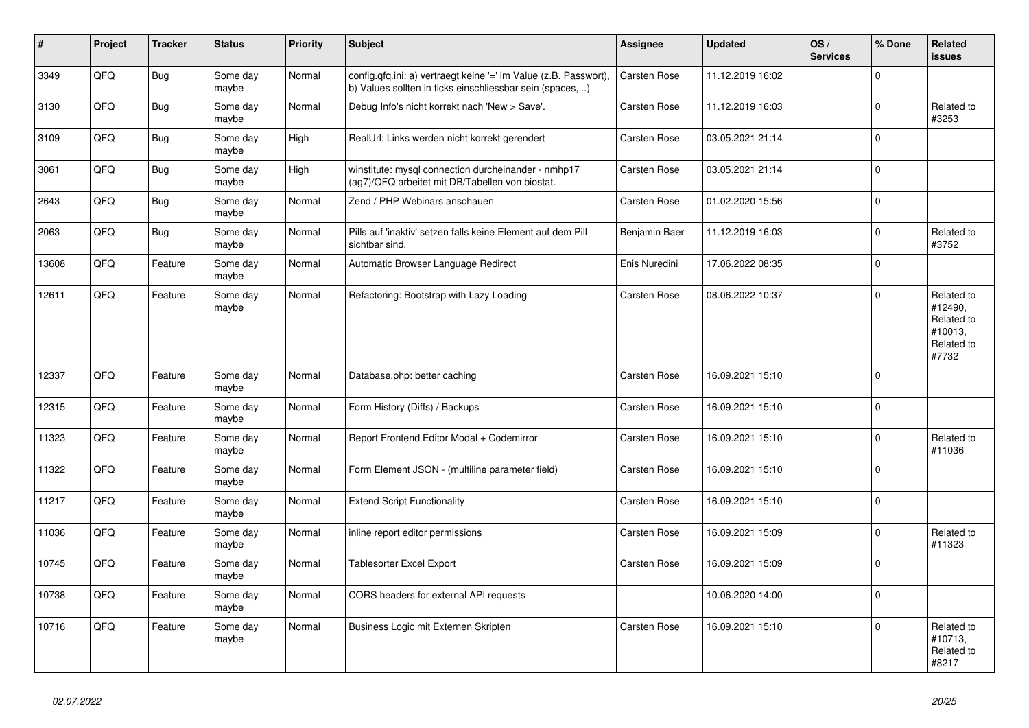| # | Project | Tracker | Status | Priority | Subject | Assignee | Updated | OS / Services | % Done | Related issues |
|---|---|---|---|---|---|---|---|---|---|---|
| 3349 | QFQ | Bug | Some day maybe | Normal | config.qfq.ini: a) vertraegt keine '=' im Value (z.B. Passwort), b) Values sollten in ticks einschliessbar sein (spaces, ..) | Carsten Rose | 11.12.2019 16:02 | | 0 | |
| 3130 | QFQ | Bug | Some day maybe | Normal | Debug Info's nicht korrekt nach 'New > Save'. | Carsten Rose | 11.12.2019 16:03 | | 0 | Related to #3253 |
| 3109 | QFQ | Bug | Some day maybe | High | RealUrl: Links werden nicht korrekt gerendert | Carsten Rose | 03.05.2021 21:14 | | 0 | |
| 3061 | QFQ | Bug | Some day maybe | High | winstitute: mysql connection durcheinander - nmhp17 (ag7)/QFQ arbeitet mit DB/Tabellen von biostat. | Carsten Rose | 03.05.2021 21:14 | | 0 | |
| 2643 | QFQ | Bug | Some day maybe | Normal | Zend / PHP Webinars anschauen | Carsten Rose | 01.02.2020 15:56 | | 0 | |
| 2063 | QFQ | Bug | Some day maybe | Normal | Pills auf 'inaktiv' setzen falls keine Element auf dem Pill sichtbar sind. | Benjamin Baer | 11.12.2019 16:03 | | 0 | Related to #3752 |
| 13608 | QFQ | Feature | Some day maybe | Normal | Automatic Browser Language Redirect | Enis Nuredini | 17.06.2022 08:35 | | 0 | |
| 12611 | QFQ | Feature | Some day maybe | Normal | Refactoring: Bootstrap with Lazy Loading | Carsten Rose | 08.06.2022 10:37 | | 0 | Related to #12490, Related to #10013, Related to #7732 |
| 12337 | QFQ | Feature | Some day maybe | Normal | Database.php: better caching | Carsten Rose | 16.09.2021 15:10 | | 0 | |
| 12315 | QFQ | Feature | Some day maybe | Normal | Form History (Diffs) / Backups | Carsten Rose | 16.09.2021 15:10 | | 0 | |
| 11323 | QFQ | Feature | Some day maybe | Normal | Report Frontend Editor Modal + Codemirror | Carsten Rose | 16.09.2021 15:10 | | 0 | Related to #11036 |
| 11322 | QFQ | Feature | Some day maybe | Normal | Form Element JSON - (multiline parameter field) | Carsten Rose | 16.09.2021 15:10 | | 0 | |
| 11217 | QFQ | Feature | Some day maybe | Normal | Extend Script Functionality | Carsten Rose | 16.09.2021 15:10 | | 0 | |
| 11036 | QFQ | Feature | Some day maybe | Normal | inline report editor permissions | Carsten Rose | 16.09.2021 15:09 | | 0 | Related to #11323 |
| 10745 | QFQ | Feature | Some day maybe | Normal | Tablesorter Excel Export | Carsten Rose | 16.09.2021 15:09 | | 0 | |
| 10738 | QFQ | Feature | Some day maybe | Normal | CORS headers for external API requests | | 10.06.2020 14:00 | | 0 | |
| 10716 | QFQ | Feature | Some day maybe | Normal | Business Logic mit Externen Skripten | Carsten Rose | 16.09.2021 15:10 | | 0 | Related to #10713, Related to #8217 |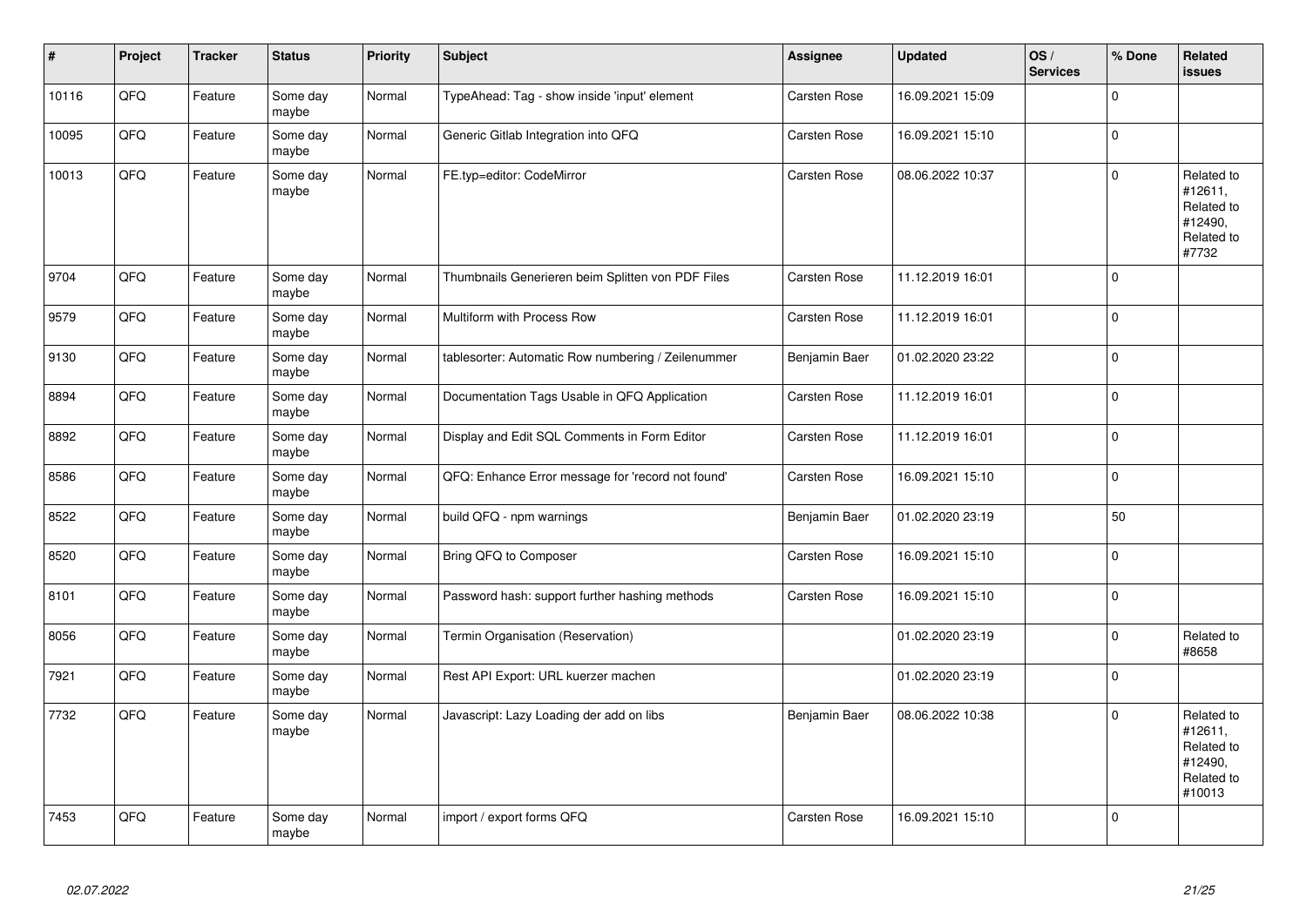| # | Project | Tracker | Status | Priority | Subject | Assignee | Updated | OS / Services | % Done | Related issues |
|---|---|---|---|---|---|---|---|---|---|---|
| 10116 | QFQ | Feature | Some day maybe | Normal | TypeAhead: Tag - show inside 'input' element | Carsten Rose | 16.09.2021 15:09 | | 0 | |
| 10095 | QFQ | Feature | Some day maybe | Normal | Generic Gitlab Integration into QFQ | Carsten Rose | 16.09.2021 15:10 | | 0 | |
| 10013 | QFQ | Feature | Some day maybe | Normal | FE.typ=editor: CodeMirror | Carsten Rose | 08.06.2022 10:37 | | 0 | Related to #12611, Related to #12490, Related to #7732 |
| 9704 | QFQ | Feature | Some day maybe | Normal | Thumbnails Generieren beim Splitten von PDF Files | Carsten Rose | 11.12.2019 16:01 | | 0 | |
| 9579 | QFQ | Feature | Some day maybe | Normal | Multiform with Process Row | Carsten Rose | 11.12.2019 16:01 | | 0 | |
| 9130 | QFQ | Feature | Some day maybe | Normal | tablesorter: Automatic Row numbering / Zeilenummer | Benjamin Baer | 01.02.2020 23:22 | | 0 | |
| 8894 | QFQ | Feature | Some day maybe | Normal | Documentation Tags Usable in QFQ Application | Carsten Rose | 11.12.2019 16:01 | | 0 | |
| 8892 | QFQ | Feature | Some day maybe | Normal | Display and Edit SQL Comments in Form Editor | Carsten Rose | 11.12.2019 16:01 | | 0 | |
| 8586 | QFQ | Feature | Some day maybe | Normal | QFQ: Enhance Error message for 'record not found' | Carsten Rose | 16.09.2021 15:10 | | 0 | |
| 8522 | QFQ | Feature | Some day maybe | Normal | build QFQ - npm warnings | Benjamin Baer | 01.02.2020 23:19 | | 50 | |
| 8520 | QFQ | Feature | Some day maybe | Normal | Bring QFQ to Composer | Carsten Rose | 16.09.2021 15:10 | | 0 | |
| 8101 | QFQ | Feature | Some day maybe | Normal | Password hash: support further hashing methods | Carsten Rose | 16.09.2021 15:10 | | 0 | |
| 8056 | QFQ | Feature | Some day maybe | Normal | Termin Organisation (Reservation) | | 01.02.2020 23:19 | | 0 | Related to #8658 |
| 7921 | QFQ | Feature | Some day maybe | Normal | Rest API Export: URL kuerzer machen | | 01.02.2020 23:19 | | 0 | |
| 7732 | QFQ | Feature | Some day maybe | Normal | Javascript: Lazy Loading der add on libs | Benjamin Baer | 08.06.2022 10:38 | | 0 | Related to #12611, Related to #12490, Related to #10013 |
| 7453 | QFQ | Feature | Some day maybe | Normal | import / export forms QFQ | Carsten Rose | 16.09.2021 15:10 | | 0 | |

*02.07.2022*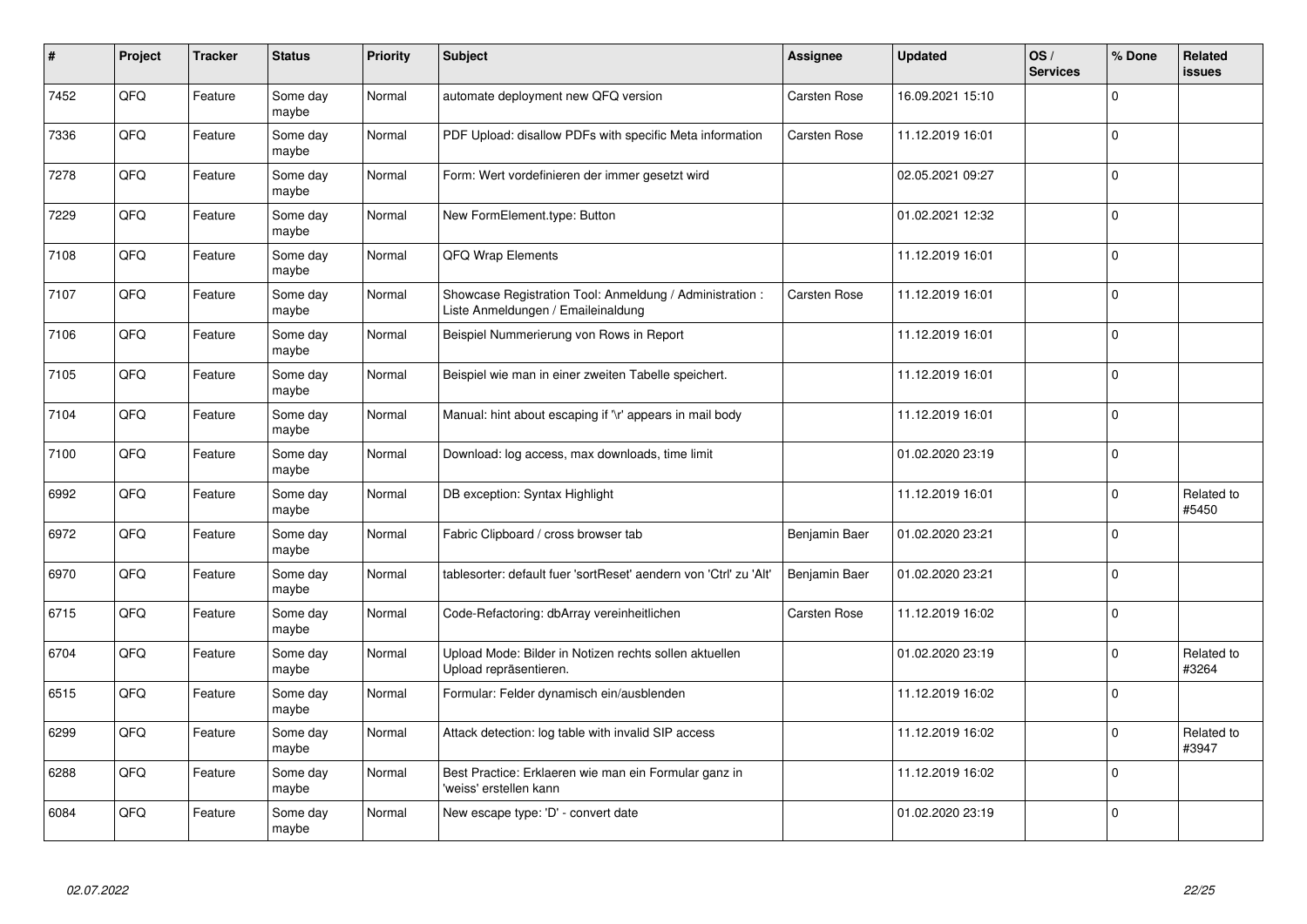| # | Project | Tracker | Status | Priority | Subject | Assignee | Updated | OS / Services | % Done | Related issues |
|---|---|---|---|---|---|---|---|---|---|---|
| 7452 | QFQ | Feature | Some day maybe | Normal | automate deployment new QFQ version | Carsten Rose | 16.09.2021 15:10 | | 0 | |
| 7336 | QFQ | Feature | Some day maybe | Normal | PDF Upload: disallow PDFs with specific Meta information | Carsten Rose | 11.12.2019 16:01 | | 0 | |
| 7278 | QFQ | Feature | Some day maybe | Normal | Form: Wert vordefinieren der immer gesetzt wird | | 02.05.2021 09:27 | | 0 | |
| 7229 | QFQ | Feature | Some day maybe | Normal | New FormElement.type: Button | | 01.02.2021 12:32 | | 0 | |
| 7108 | QFQ | Feature | Some day maybe | Normal | QFQ Wrap Elements | | 11.12.2019 16:01 | | 0 | |
| 7107 | QFQ | Feature | Some day maybe | Normal | Showcase Registration Tool: Anmeldung / Administration : Liste Anmeldungen / Emaileinaldung | Carsten Rose | 11.12.2019 16:01 | | 0 | |
| 7106 | QFQ | Feature | Some day maybe | Normal | Beispiel Nummerierung von Rows in Report | | 11.12.2019 16:01 | | 0 | |
| 7105 | QFQ | Feature | Some day maybe | Normal | Beispiel wie man in einer zweiten Tabelle speichert. | | 11.12.2019 16:01 | | 0 | |
| 7104 | QFQ | Feature | Some day maybe | Normal | Manual: hint about escaping if '\r' appears in mail body | | 11.12.2019 16:01 | | 0 | |
| 7100 | QFQ | Feature | Some day maybe | Normal | Download: log access, max downloads, time limit | | 01.02.2020 23:19 | | 0 | |
| 6992 | QFQ | Feature | Some day maybe | Normal | DB exception: Syntax Highlight | | 11.12.2019 16:01 | | 0 | Related to #5450 |
| 6972 | QFQ | Feature | Some day maybe | Normal | Fabric Clipboard / cross browser tab | Benjamin Baer | 01.02.2020 23:21 | | 0 | |
| 6970 | QFQ | Feature | Some day maybe | Normal | tablesorter: default fuer 'sortReset' aendern von 'Ctrl' zu 'Alt' | Benjamin Baer | 01.02.2020 23:21 | | 0 | |
| 6715 | QFQ | Feature | Some day maybe | Normal | Code-Refactoring: dbArray vereinheitlichen | Carsten Rose | 11.12.2019 16:02 | | 0 | |
| 6704 | QFQ | Feature | Some day maybe | Normal | Upload Mode: Bilder in Notizen rechts sollen aktuellen Upload repräsentieren. | | 01.02.2020 23:19 | | 0 | Related to #3264 |
| 6515 | QFQ | Feature | Some day maybe | Normal | Formular: Felder dynamisch ein/ausblenden | | 11.12.2019 16:02 | | 0 | |
| 6299 | QFQ | Feature | Some day maybe | Normal | Attack detection: log table with invalid SIP access | | 11.12.2019 16:02 | | 0 | Related to #3947 |
| 6288 | QFQ | Feature | Some day maybe | Normal | Best Practice: Erklaeren wie man ein Formular ganz in 'weiss' erstellen kann | | 11.12.2019 16:02 | | 0 | |
| 6084 | QFQ | Feature | Some day maybe | Normal | New escape type: 'D' - convert date | | 01.02.2020 23:19 | | 0 | |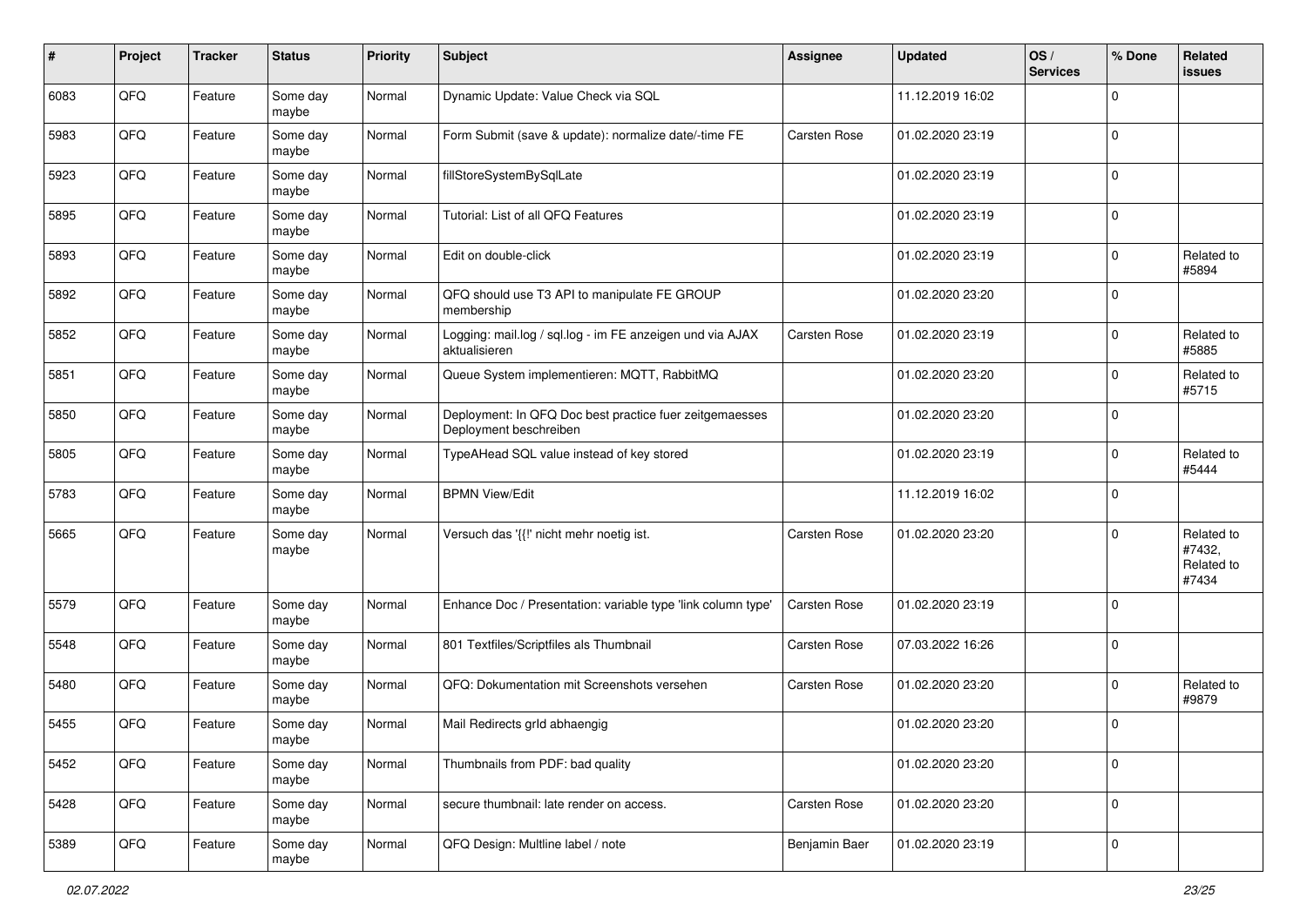| # | Project | Tracker | Status | Priority | Subject | Assignee | Updated | OS / Services | % Done | Related issues |
|---|---|---|---|---|---|---|---|---|---|---|
| 6083 | QFQ | Feature | Some day maybe | Normal | Dynamic Update: Value Check via SQL | | 11.12.2019 16:02 | | 0 | |
| 5983 | QFQ | Feature | Some day maybe | Normal | Form Submit (save & update): normalize date/-time FE | Carsten Rose | 01.02.2020 23:19 | | 0 | |
| 5923 | QFQ | Feature | Some day maybe | Normal | fillStoreSystemBySqlLate | | 01.02.2020 23:19 | | 0 | |
| 5895 | QFQ | Feature | Some day maybe | Normal | Tutorial: List of all QFQ Features | | 01.02.2020 23:19 | | 0 | |
| 5893 | QFQ | Feature | Some day maybe | Normal | Edit on double-click | | 01.02.2020 23:19 | | 0 | Related to #5894 |
| 5892 | QFQ | Feature | Some day maybe | Normal | QFQ should use T3 API to manipulate FE GROUP membership | | 01.02.2020 23:20 | | 0 | |
| 5852 | QFQ | Feature | Some day maybe | Normal | Logging: mail.log / sql.log - im FE anzeigen und via AJAX aktualisieren | Carsten Rose | 01.02.2020 23:19 | | 0 | Related to #5885 |
| 5851 | QFQ | Feature | Some day maybe | Normal | Queue System implementieren: MQTT, RabbitMQ | | 01.02.2020 23:20 | | 0 | Related to #5715 |
| 5850 | QFQ | Feature | Some day maybe | Normal | Deployment: In QFQ Doc best practice fuer zeitgemaesses Deployment beschreiben | | 01.02.2020 23:20 | | 0 | |
| 5805 | QFQ | Feature | Some day maybe | Normal | TypeAHead SQL value instead of key stored | | 01.02.2020 23:19 | | 0 | Related to #5444 |
| 5783 | QFQ | Feature | Some day maybe | Normal | BPMN View/Edit | | 11.12.2019 16:02 | | 0 | |
| 5665 | QFQ | Feature | Some day maybe | Normal | Versuch das '{{!' nicht mehr noetig ist. | Carsten Rose | 01.02.2020 23:20 | | 0 | Related to #7432, Related to #7434 |
| 5579 | QFQ | Feature | Some day maybe | Normal | Enhance Doc / Presentation: variable type 'link column type' | Carsten Rose | 01.02.2020 23:19 | | 0 | |
| 5548 | QFQ | Feature | Some day maybe | Normal | 801 Textfiles/Scriptfiles als Thumbnail | Carsten Rose | 07.03.2022 16:26 | | 0 | |
| 5480 | QFQ | Feature | Some day maybe | Normal | QFQ: Dokumentation mit Screenshots versehen | Carsten Rose | 01.02.2020 23:20 | | 0 | Related to #9879 |
| 5455 | QFQ | Feature | Some day maybe | Normal | Mail Redirects grId abhaengig | | 01.02.2020 23:20 | | 0 | |
| 5452 | QFQ | Feature | Some day maybe | Normal | Thumbnails from PDF: bad quality | | 01.02.2020 23:20 | | 0 | |
| 5428 | QFQ | Feature | Some day maybe | Normal | secure thumbnail: late render on access. | Carsten Rose | 01.02.2020 23:20 | | 0 | |
| 5389 | QFQ | Feature | Some day maybe | Normal | QFQ Design: Multline label / note | Benjamin Baer | 01.02.2020 23:19 | | 0 | |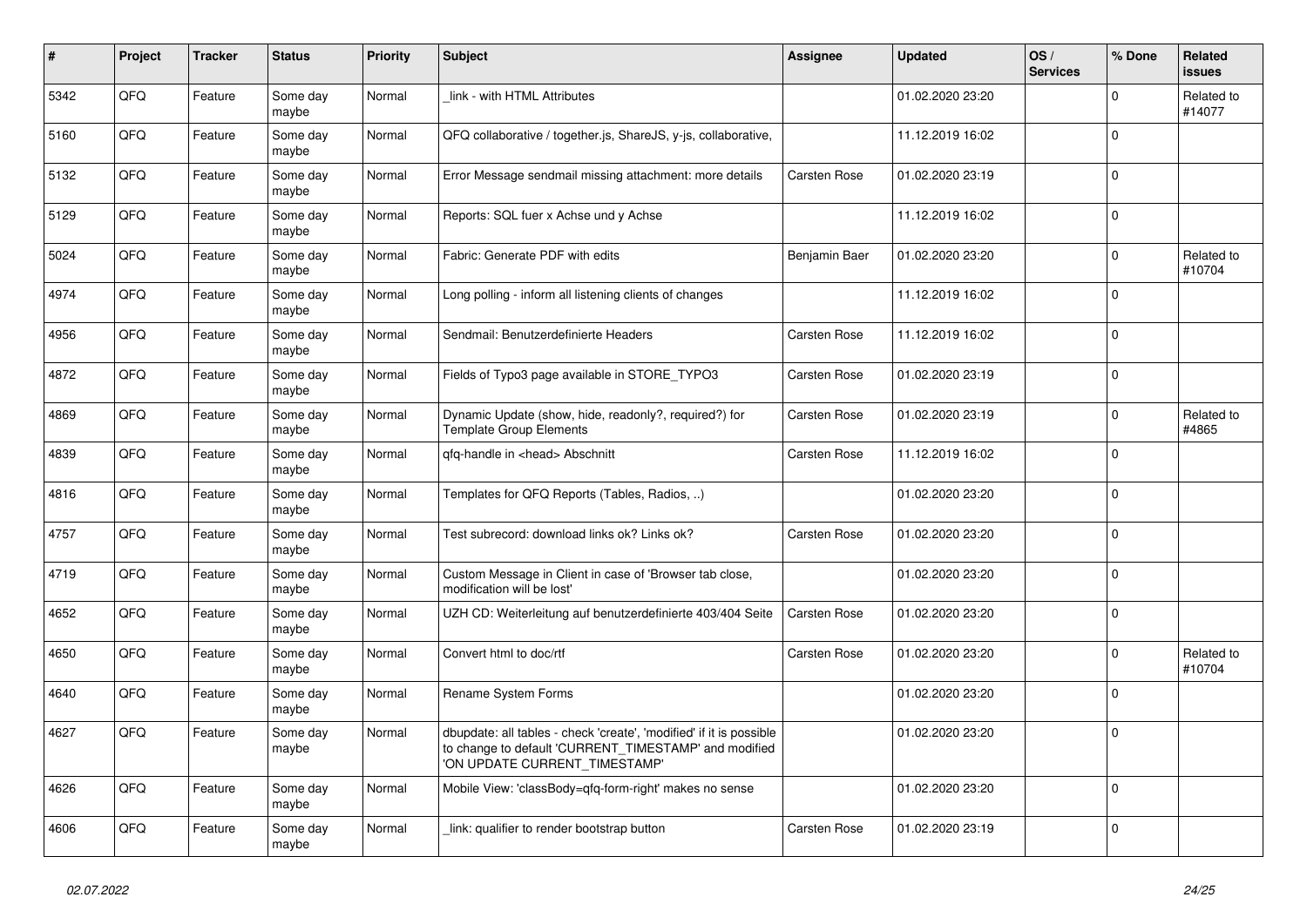| # | Project | Tracker | Status | Priority | Subject | Assignee | Updated | OS / Services | % Done | Related issues |
|---|---|---|---|---|---|---|---|---|---|---|
| 5342 | QFQ | Feature | Some day maybe | Normal | _link - with HTML Attributes | | 01.02.2020 23:20 | | 0 | Related to #14077 |
| 5160 | QFQ | Feature | Some day maybe | Normal | QFQ collaborative / together.js, ShareJS, y-js, collaborative, | | 11.12.2019 16:02 | | 0 | |
| 5132 | QFQ | Feature | Some day maybe | Normal | Error Message sendmail missing attachment: more details | Carsten Rose | 01.02.2020 23:19 | | 0 | |
| 5129 | QFQ | Feature | Some day maybe | Normal | Reports: SQL fuer x Achse und y Achse | | 11.12.2019 16:02 | | 0 | |
| 5024 | QFQ | Feature | Some day maybe | Normal | Fabric: Generate PDF with edits | Benjamin Baer | 01.02.2020 23:20 | | 0 | Related to #10704 |
| 4974 | QFQ | Feature | Some day maybe | Normal | Long polling - inform all listening clients of changes | | 11.12.2019 16:02 | | 0 | |
| 4956 | QFQ | Feature | Some day maybe | Normal | Sendmail: Benutzerdefinierte Headers | Carsten Rose | 11.12.2019 16:02 | | 0 | |
| 4872 | QFQ | Feature | Some day maybe | Normal | Fields of Typo3 page available in STORE_TYPO3 | Carsten Rose | 01.02.2020 23:19 | | 0 | |
| 4869 | QFQ | Feature | Some day maybe | Normal | Dynamic Update (show, hide, readonly?, required?) for Template Group Elements | Carsten Rose | 01.02.2020 23:19 | | 0 | Related to #4865 |
| 4839 | QFQ | Feature | Some day maybe | Normal | qfq-handle in <head> Abschnitt | Carsten Rose | 11.12.2019 16:02 | | 0 | |
| 4816 | QFQ | Feature | Some day maybe | Normal | Templates for QFQ Reports (Tables, Radios, ..) | | 01.02.2020 23:20 | | 0 | |
| 4757 | QFQ | Feature | Some day maybe | Normal | Test subrecord: download links ok? Links ok? | Carsten Rose | 01.02.2020 23:20 | | 0 | |
| 4719 | QFQ | Feature | Some day maybe | Normal | Custom Message in Client in case of 'Browser tab close, modification will be lost' | | 01.02.2020 23:20 | | 0 | |
| 4652 | QFQ | Feature | Some day maybe | Normal | UZH CD: Weiterleitung auf benutzerdefinierte 403/404 Seite | Carsten Rose | 01.02.2020 23:20 | | 0 | |
| 4650 | QFQ | Feature | Some day maybe | Normal | Convert html to doc/rtf | Carsten Rose | 01.02.2020 23:20 | | 0 | Related to #10704 |
| 4640 | QFQ | Feature | Some day maybe | Normal | Rename System Forms | | 01.02.2020 23:20 | | 0 | |
| 4627 | QFQ | Feature | Some day maybe | Normal | dbupdate: all tables - check 'create', 'modified' if it is possible to change to default 'CURRENT_TIMESTAMP' and modified 'ON UPDATE CURRENT_TIMESTAMP' | | 01.02.2020 23:20 | | 0 | |
| 4626 | QFQ | Feature | Some day maybe | Normal | Mobile View: 'classBody=qfq-form-right' makes no sense | | 01.02.2020 23:20 | | 0 | |
| 4606 | QFQ | Feature | Some day maybe | Normal | _link: qualifier to render bootstrap button | Carsten Rose | 01.02.2020 23:19 | | 0 | |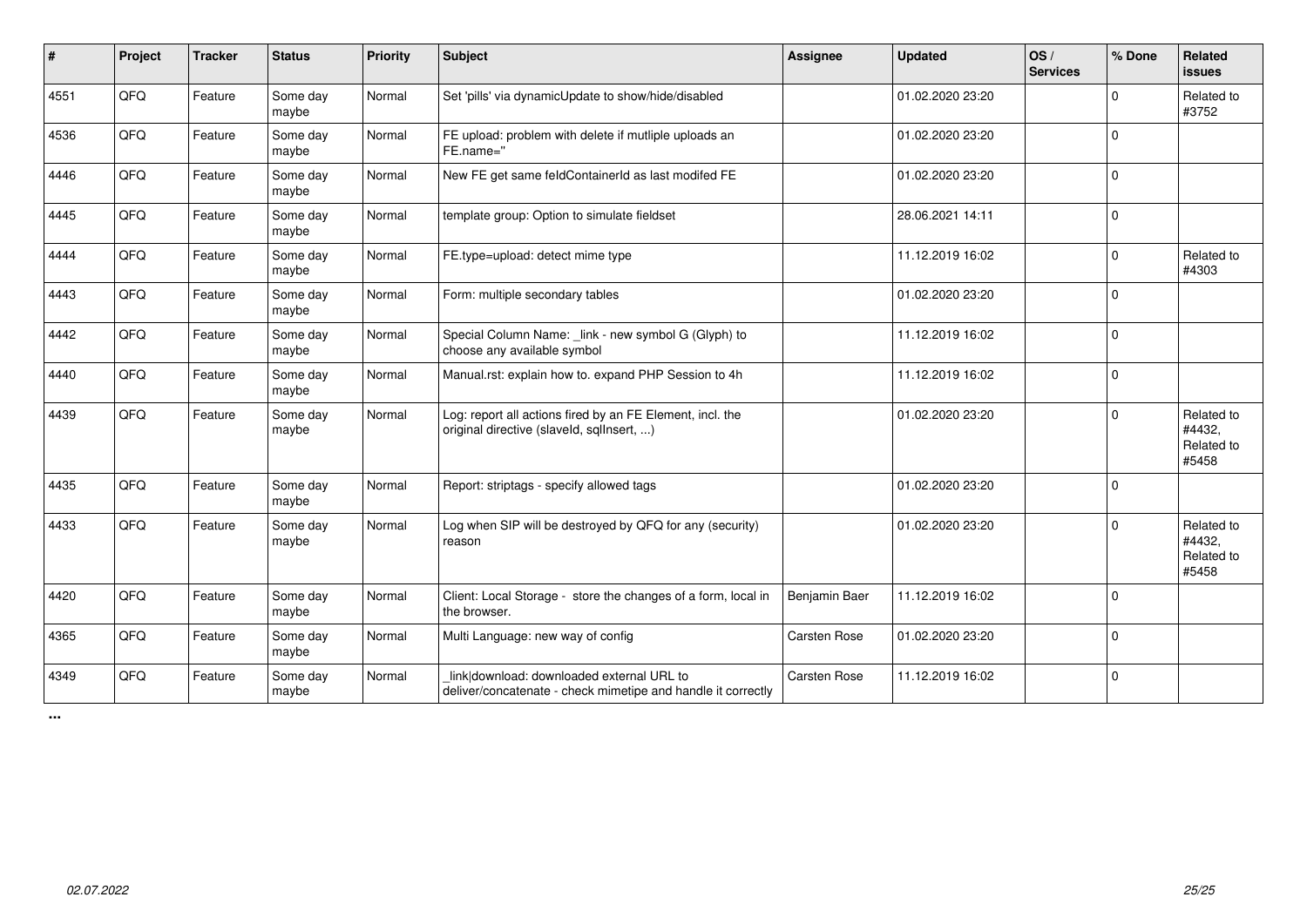| # | Project | Tracker | Status | Priority | Subject | Assignee | Updated | OS / Services | % Done | Related issues |
|---|---|---|---|---|---|---|---|---|---|---|
| 4551 | QFQ | Feature | Some day maybe | Normal | Set 'pills' via dynamicUpdate to show/hide/disabled | | 01.02.2020 23:20 | | 0 | Related to #3752 |
| 4536 | QFQ | Feature | Some day maybe | Normal | FE upload: problem with delete if mutliple uploads an FE.name=" | | 01.02.2020 23:20 | | 0 | |
| 4446 | QFQ | Feature | Some day maybe | Normal | New FE get same feldContainerId as last modifed FE | | 01.02.2020 23:20 | | 0 | |
| 4445 | QFQ | Feature | Some day maybe | Normal | template group: Option to simulate fieldset | | 28.06.2021 14:11 | | 0 | |
| 4444 | QFQ | Feature | Some day maybe | Normal | FE.type=upload: detect mime type | | 11.12.2019 16:02 | | 0 | Related to #4303 |
| 4443 | QFQ | Feature | Some day maybe | Normal | Form: multiple secondary tables | | 01.02.2020 23:20 | | 0 | |
| 4442 | QFQ | Feature | Some day maybe | Normal | Special Column Name: _link - new symbol G (Glyph) to choose any available symbol | | 11.12.2019 16:02 | | 0 | |
| 4440 | QFQ | Feature | Some day maybe | Normal | Manual.rst: explain how to. expand PHP Session to 4h | | 11.12.2019 16:02 | | 0 | |
| 4439 | QFQ | Feature | Some day maybe | Normal | Log: report all actions fired by an FE Element, incl. the original directive (slaveId, sqlInsert, ...) | | 01.02.2020 23:20 | | 0 | Related to #4432, Related to #5458 |
| 4435 | QFQ | Feature | Some day maybe | Normal | Report: striptags - specify allowed tags | | 01.02.2020 23:20 | | 0 | |
| 4433 | QFQ | Feature | Some day maybe | Normal | Log when SIP will be destroyed by QFQ for any (security) reason | | 01.02.2020 23:20 | | 0 | Related to #4432, Related to #5458 |
| 4420 | QFQ | Feature | Some day maybe | Normal | Client: Local Storage - store the changes of a form, local in the browser. | Benjamin Baer | 11.12.2019 16:02 | | 0 | |
| 4365 | QFQ | Feature | Some day maybe | Normal | Multi Language: new way of config | Carsten Rose | 01.02.2020 23:20 | | 0 | |
| 4349 | QFQ | Feature | Some day maybe | Normal | _link\|download: downloaded external URL to deliver/concatenate - check mimetipe and handle it correctly | Carsten Rose | 11.12.2019 16:02 | | 0 | |

...